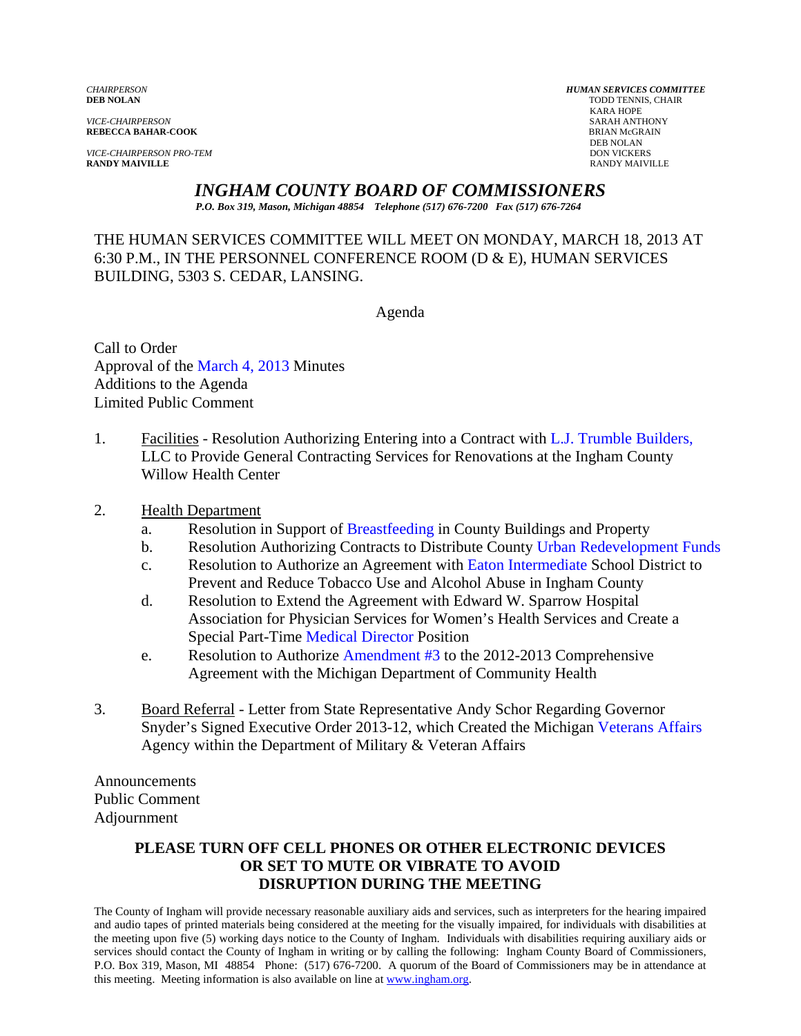*CHAIRPERSON*
**DEB NOLAN**

*VICE-CHAIRPERSON*
**REBECCA BAHAR-COOK**

*VICE-CHAIRPERSON PRO-TEM*
**RANDY MAIVILLE**

*HUMAN SERVICES COMMITTEE*
TODD TENNIS, CHAIR
KARA HOPE
SARAH ANTHONY
BRIAN McGRAIN
DEB NOLAN
DON VICKERS
RANDY MAIVILLE

# *INGHAM COUNTY BOARD OF COMMISSIONERS*

*P.O. Box 319, Mason, Michigan 48854 Telephone (517) 676-7200 Fax (517) 676-7264*

THE HUMAN SERVICES COMMITTEE WILL MEET ON MONDAY, MARCH 18, 2013 AT 6:30 P.M., IN THE PERSONNEL CONFERENCE ROOM (D & E), HUMAN SERVICES BUILDING, 5303 S. CEDAR, LANSING.

Agenda

Call to Order
Approval of the March 4, 2013 Minutes
Additions to the Agenda
Limited Public Comment

1. Facilities - Resolution Authorizing Entering into a Contract with L.J. Trumble Builders, LLC to Provide General Contracting Services for Renovations at the Ingham County Willow Health Center

2. Health Department
   a. Resolution in Support of Breastfeeding in County Buildings and Property
   b. Resolution Authorizing Contracts to Distribute County Urban Redevelopment Funds
   c. Resolution to Authorize an Agreement with Eaton Intermediate School District to Prevent and Reduce Tobacco Use and Alcohol Abuse in Ingham County
   d. Resolution to Extend the Agreement with Edward W. Sparrow Hospital Association for Physician Services for Women's Health Services and Create a Special Part-Time Medical Director Position
   e. Resolution to Authorize Amendment #3 to the 2012-2013 Comprehensive Agreement with the Michigan Department of Community Health

3. Board Referral - Letter from State Representative Andy Schor Regarding Governor Snyder's Signed Executive Order 2013-12, which Created the Michigan Veterans Affairs Agency within the Department of Military & Veteran Affairs

Announcements
Public Comment
Adjournment

**PLEASE TURN OFF CELL PHONES OR OTHER ELECTRONIC DEVICES OR SET TO MUTE OR VIBRATE TO AVOID DISRUPTION DURING THE MEETING**

The County of Ingham will provide necessary reasonable auxiliary aids and services, such as interpreters for the hearing impaired and audio tapes of printed materials being considered at the meeting for the visually impaired, for individuals with disabilities at the meeting upon five (5) working days notice to the County of Ingham. Individuals with disabilities requiring auxiliary aids or services should contact the County of Ingham in writing or by calling the following: Ingham County Board of Commissioners, P.O. Box 319, Mason, MI 48854 Phone: (517) 676-7200. A quorum of the Board of Commissioners may be in attendance at this meeting. Meeting information is also available on line at www.ingham.org.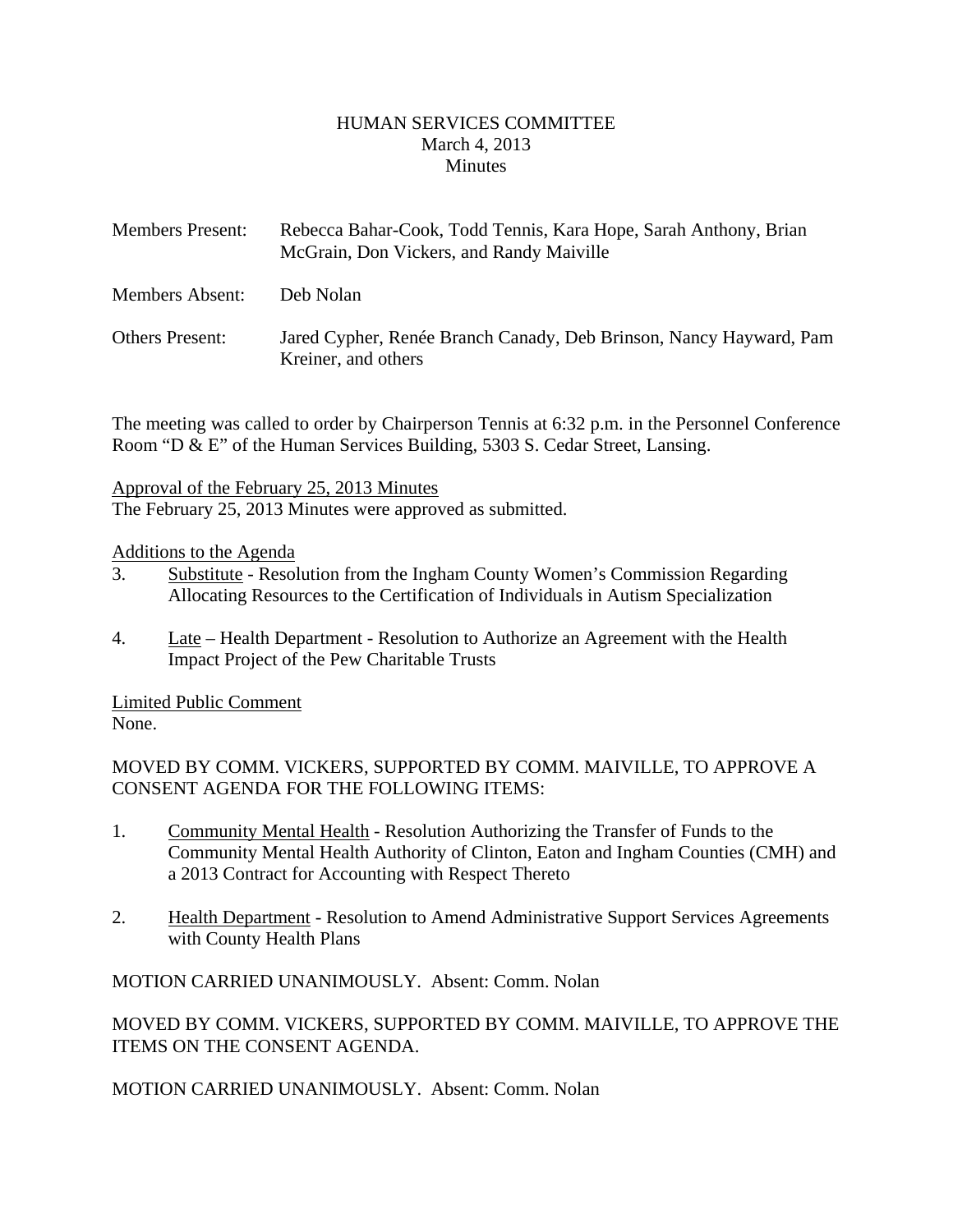HUMAN SERVICES COMMITTEE
March 4, 2013
Minutes

| | |
|---|---|
| Members Present: | Rebecca Bahar-Cook, Todd Tennis, Kara Hope, Sarah Anthony, Brian McGrain, Don Vickers, and Randy Maiville |
| Members Absent: | Deb Nolan |
| Others Present: | Jared Cypher, Renée Branch Canady, Deb Brinson, Nancy Hayward, Pam Kreiner, and others |

The meeting was called to order by Chairperson Tennis at 6:32 p.m. in the Personnel Conference Room "D & E" of the Human Services Building, 5303 S. Cedar Street, Lansing.

Approval of the February 25, 2013 Minutes
The February 25, 2013 Minutes were approved as submitted.

Additions to the Agenda

3. Substitute - Resolution from the Ingham County Women's Commission Regarding Allocating Resources to the Certification of Individuals in Autism Specialization

4. Late – Health Department - Resolution to Authorize an Agreement with the Health Impact Project of the Pew Charitable Trusts

Limited Public Comment
None.

MOVED BY COMM. VICKERS, SUPPORTED BY COMM. MAIVILLE, TO APPROVE A CONSENT AGENDA FOR THE FOLLOWING ITEMS:

1. Community Mental Health - Resolution Authorizing the Transfer of Funds to the Community Mental Health Authority of Clinton, Eaton and Ingham Counties (CMH) and a 2013 Contract for Accounting with Respect Thereto

2. Health Department - Resolution to Amend Administrative Support Services Agreements with County Health Plans

MOTION CARRIED UNANIMOUSLY. Absent: Comm. Nolan

MOVED BY COMM. VICKERS, SUPPORTED BY COMM. MAIVILLE, TO APPROVE THE ITEMS ON THE CONSENT AGENDA.

MOTION CARRIED UNANIMOUSLY. Absent: Comm. Nolan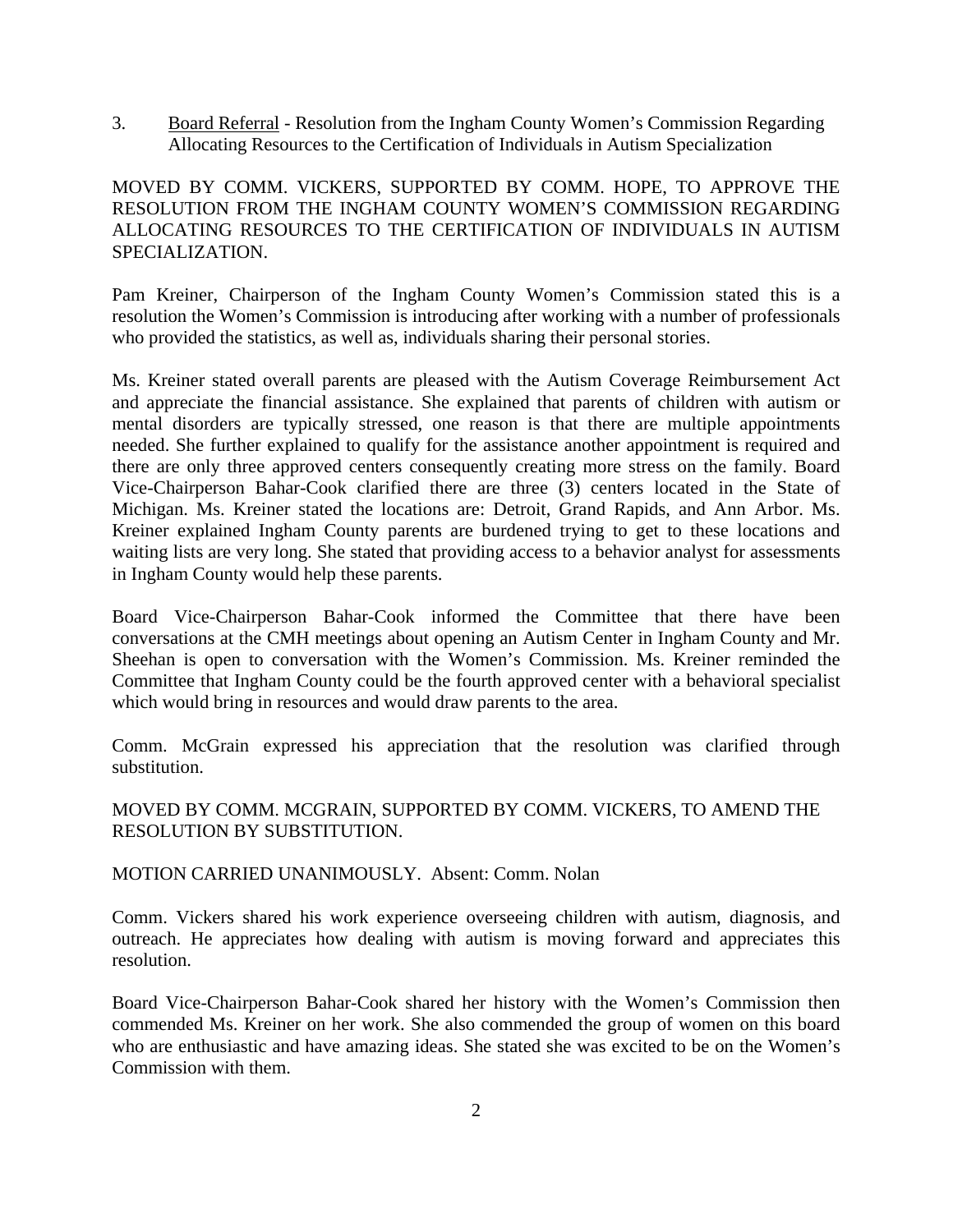3. <u>Board Referral</u> - Resolution from the Ingham County Women's Commission Regarding Allocating Resources to the Certification of Individuals in Autism Specialization

MOVED BY COMM. VICKERS, SUPPORTED BY COMM. HOPE, TO APPROVE THE RESOLUTION FROM THE INGHAM COUNTY WOMEN'S COMMISSION REGARDING ALLOCATING RESOURCES TO THE CERTIFICATION OF INDIVIDUALS IN AUTISM SPECIALIZATION.

Pam Kreiner, Chairperson of the Ingham County Women's Commission stated this is a resolution the Women's Commission is introducing after working with a number of professionals who provided the statistics, as well as, individuals sharing their personal stories.

Ms. Kreiner stated overall parents are pleased with the Autism Coverage Reimbursement Act and appreciate the financial assistance. She explained that parents of children with autism or mental disorders are typically stressed, one reason is that there are multiple appointments needed. She further explained to qualify for the assistance another appointment is required and there are only three approved centers consequently creating more stress on the family. Board Vice-Chairperson Bahar-Cook clarified there are three (3) centers located in the State of Michigan. Ms. Kreiner stated the locations are: Detroit, Grand Rapids, and Ann Arbor. Ms. Kreiner explained Ingham County parents are burdened trying to get to these locations and waiting lists are very long. She stated that providing access to a behavior analyst for assessments in Ingham County would help these parents.

Board Vice-Chairperson Bahar-Cook informed the Committee that there have been conversations at the CMH meetings about opening an Autism Center in Ingham County and Mr. Sheehan is open to conversation with the Women's Commission. Ms. Kreiner reminded the Committee that Ingham County could be the fourth approved center with a behavioral specialist which would bring in resources and would draw parents to the area.

Comm. McGrain expressed his appreciation that the resolution was clarified through substitution.

MOVED BY COMM. MCGRAIN, SUPPORTED BY COMM. VICKERS, TO AMEND THE RESOLUTION BY SUBSTITUTION.

MOTION CARRIED UNANIMOUSLY. Absent: Comm. Nolan

Comm. Vickers shared his work experience overseeing children with autism, diagnosis, and outreach. He appreciates how dealing with autism is moving forward and appreciates this resolution.

Board Vice-Chairperson Bahar-Cook shared her history with the Women's Commission then commended Ms. Kreiner on her work. She also commended the group of women on this board who are enthusiastic and have amazing ideas. She stated she was excited to be on the Women's Commission with them.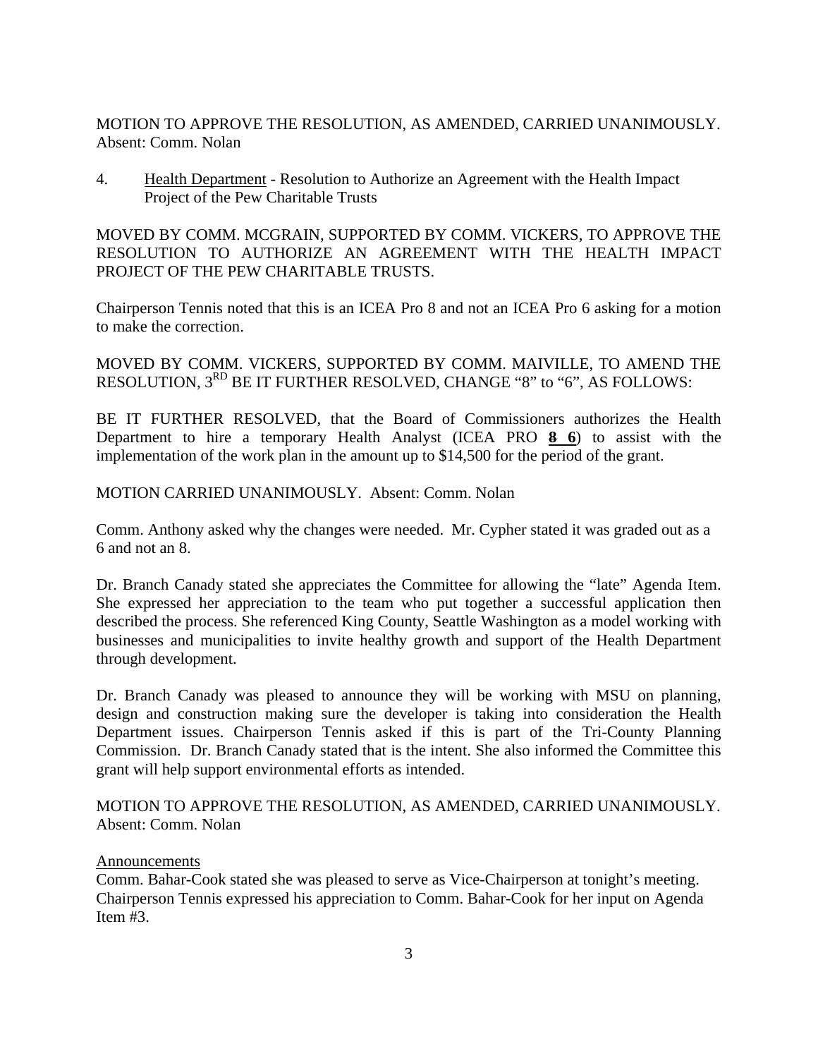MOTION TO APPROVE THE RESOLUTION, AS AMENDED, CARRIED UNANIMOUSLY. Absent: Comm. Nolan

4. Health Department - Resolution to Authorize an Agreement with the Health Impact Project of the Pew Charitable Trusts

MOVED BY COMM. MCGRAIN, SUPPORTED BY COMM. VICKERS, TO APPROVE THE RESOLUTION TO AUTHORIZE AN AGREEMENT WITH THE HEALTH IMPACT PROJECT OF THE PEW CHARITABLE TRUSTS.

Chairperson Tennis noted that this is an ICEA Pro 8 and not an ICEA Pro 6 asking for a motion to make the correction.

MOVED BY COMM. VICKERS, SUPPORTED BY COMM. MAIVILLE, TO AMEND THE RESOLUTION, 3RD BE IT FURTHER RESOLVED, CHANGE "8" to "6", AS FOLLOWS:

BE IT FURTHER RESOLVED, that the Board of Commissioners authorizes the Health Department to hire a temporary Health Analyst (ICEA PRO ~~8~~ **6**) to assist with the implementation of the work plan in the amount up to $14,500 for the period of the grant.

MOTION CARRIED UNANIMOUSLY. Absent: Comm. Nolan

Comm. Anthony asked why the changes were needed. Mr. Cypher stated it was graded out as a 6 and not an 8.

Dr. Branch Canady stated she appreciates the Committee for allowing the "late" Agenda Item. She expressed her appreciation to the team who put together a successful application then described the process. She referenced King County, Seattle Washington as a model working with businesses and municipalities to invite healthy growth and support of the Health Department through development.

Dr. Branch Canady was pleased to announce they will be working with MSU on planning, design and construction making sure the developer is taking into consideration the Health Department issues. Chairperson Tennis asked if this is part of the Tri-County Planning Commission. Dr. Branch Canady stated that is the intent. She also informed the Committee this grant will help support environmental efforts as intended.

MOTION TO APPROVE THE RESOLUTION, AS AMENDED, CARRIED UNANIMOUSLY. Absent: Comm. Nolan

Announcements

Comm. Bahar-Cook stated she was pleased to serve as Vice-Chairperson at tonight's meeting. Chairperson Tennis expressed his appreciation to Comm. Bahar-Cook for her input on Agenda Item #3.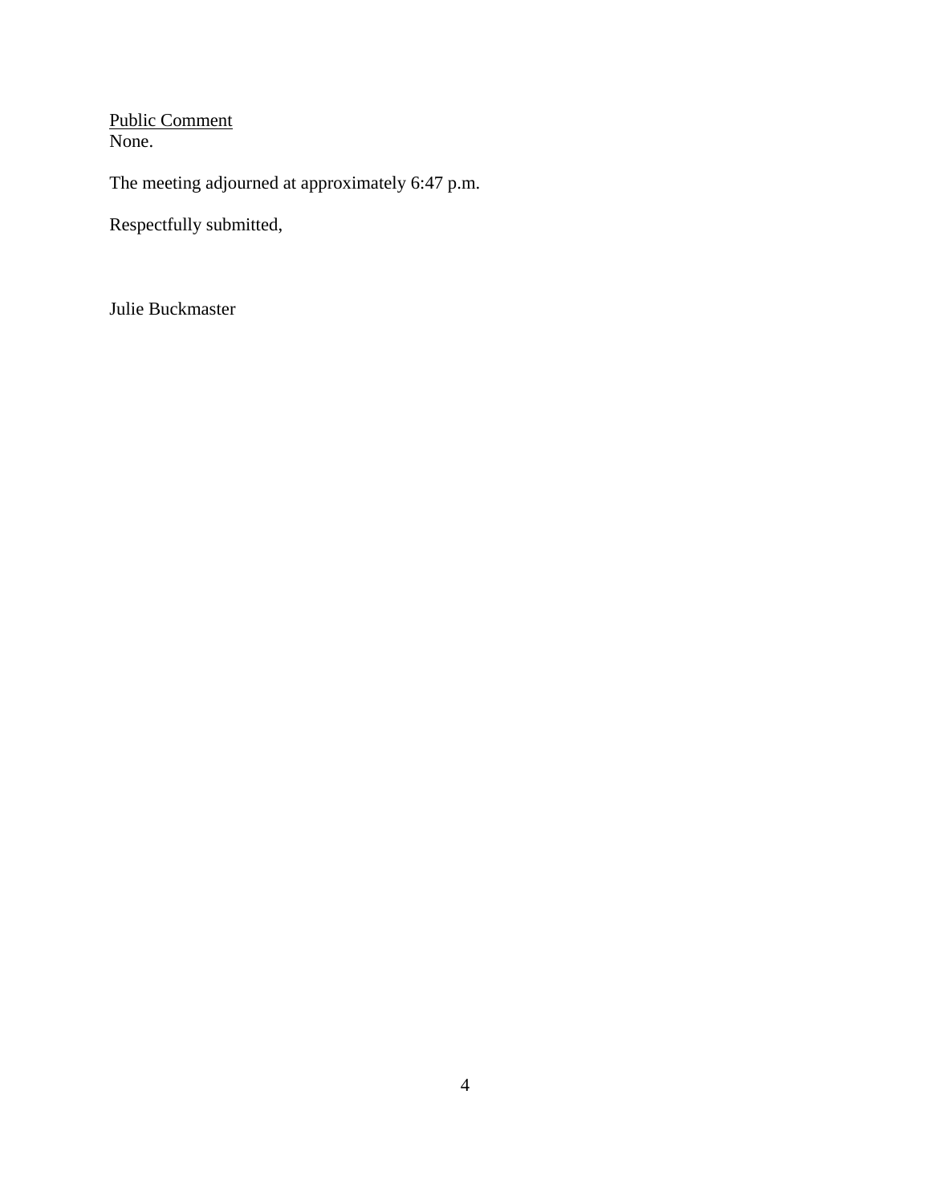<u>Public Comment</u>
None.

The meeting adjourned at approximately 6:47 p.m.

Respectfully submitted,

Julie Buckmaster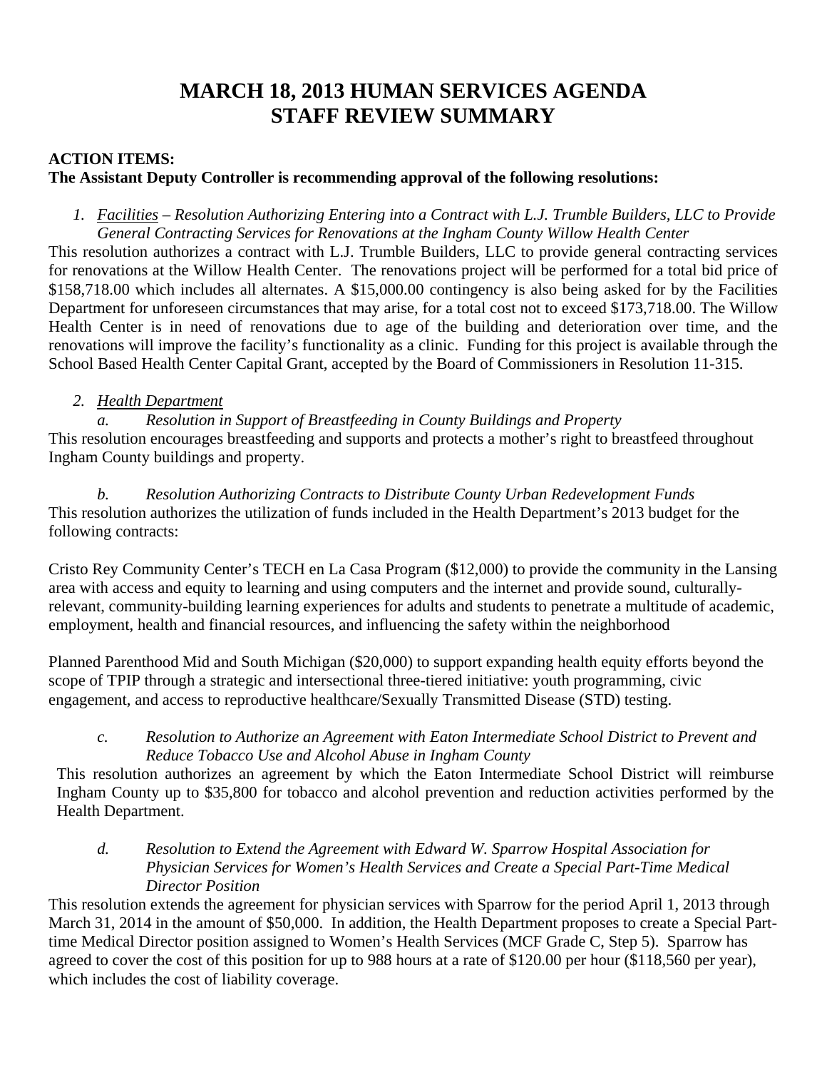# MARCH 18, 2013 HUMAN SERVICES AGENDA
# STAFF REVIEW SUMMARY

**ACTION ITEMS:**
**The Assistant Deputy Controller is recommending approval of the following resolutions:**

1. *Facilities – Resolution Authorizing Entering into a Contract with L.J. Trumble Builders, LLC to Provide General Contracting Services for Renovations at the Ingham County Willow Health Center*

This resolution authorizes a contract with L.J. Trumble Builders, LLC to provide general contracting services for renovations at the Willow Health Center. The renovations project will be performed for a total bid price of $158,718.00 which includes all alternates. A $15,000.00 contingency is also being asked for by the Facilities Department for unforeseen circumstances that may arise, for a total cost not to exceed $173,718.00. The Willow Health Center is in need of renovations due to age of the building and deterioration over time, and the renovations will improve the facility's functionality as a clinic. Funding for this project is available through the School Based Health Center Capital Grant, accepted by the Board of Commissioners in Resolution 11-315.

2. *Health Department*

*a. Resolution in Support of Breastfeeding in County Buildings and Property*

This resolution encourages breastfeeding and supports and protects a mother's right to breastfeed throughout Ingham County buildings and property.

*b. Resolution Authorizing Contracts to Distribute County Urban Redevelopment Funds*

This resolution authorizes the utilization of funds included in the Health Department's 2013 budget for the following contracts:

Cristo Rey Community Center's TECH en La Casa Program ($12,000) to provide the community in the Lansing area with access and equity to learning and using computers and the internet and provide sound, culturally-relevant, community-building learning experiences for adults and students to penetrate a multitude of academic, employment, health and financial resources, and influencing the safety within the neighborhood

Planned Parenthood Mid and South Michigan ($20,000) to support expanding health equity efforts beyond the scope of TPIP through a strategic and intersectional three-tiered initiative: youth programming, civic engagement, and access to reproductive healthcare/Sexually Transmitted Disease (STD) testing.

*c. Resolution to Authorize an Agreement with Eaton Intermediate School District to Prevent and Reduce Tobacco Use and Alcohol Abuse in Ingham County*

This resolution authorizes an agreement by which the Eaton Intermediate School District will reimburse Ingham County up to $35,800 for tobacco and alcohol prevention and reduction activities performed by the Health Department.

*d. Resolution to Extend the Agreement with Edward W. Sparrow Hospital Association for Physician Services for Women's Health Services and Create a Special Part-Time Medical Director Position*

This resolution extends the agreement for physician services with Sparrow for the period April 1, 2013 through March 31, 2014 in the amount of $50,000. In addition, the Health Department proposes to create a Special Part-time Medical Director position assigned to Women's Health Services (MCF Grade C, Step 5). Sparrow has agreed to cover the cost of this position for up to 988 hours at a rate of $120.00 per hour ($118,560 per year), which includes the cost of liability coverage.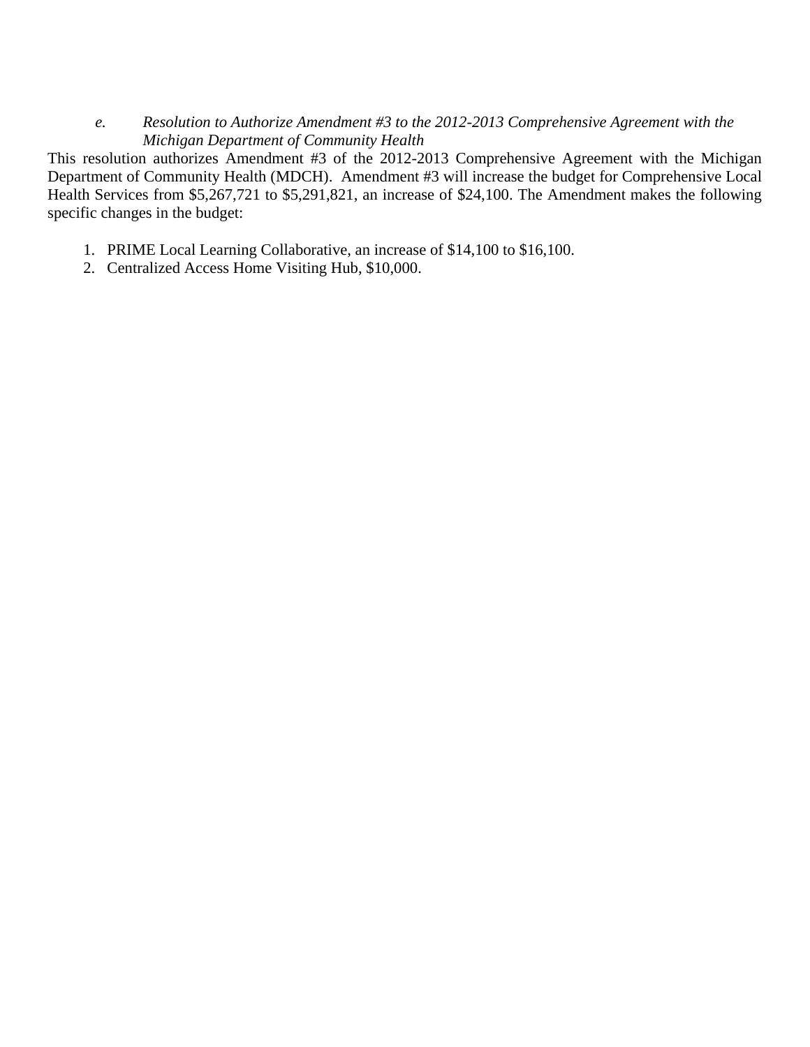*e. Resolution to Authorize Amendment #3 to the 2012-2013 Comprehensive Agreement with the Michigan Department of Community Health*

This resolution authorizes Amendment #3 of the 2012-2013 Comprehensive Agreement with the Michigan Department of Community Health (MDCH). Amendment #3 will increase the budget for Comprehensive Local Health Services from $5,267,721 to $5,291,821, an increase of $24,100. The Amendment makes the following specific changes in the budget:

1. PRIME Local Learning Collaborative, an increase of $14,100 to $16,100.
2. Centralized Access Home Visiting Hub, $10,000.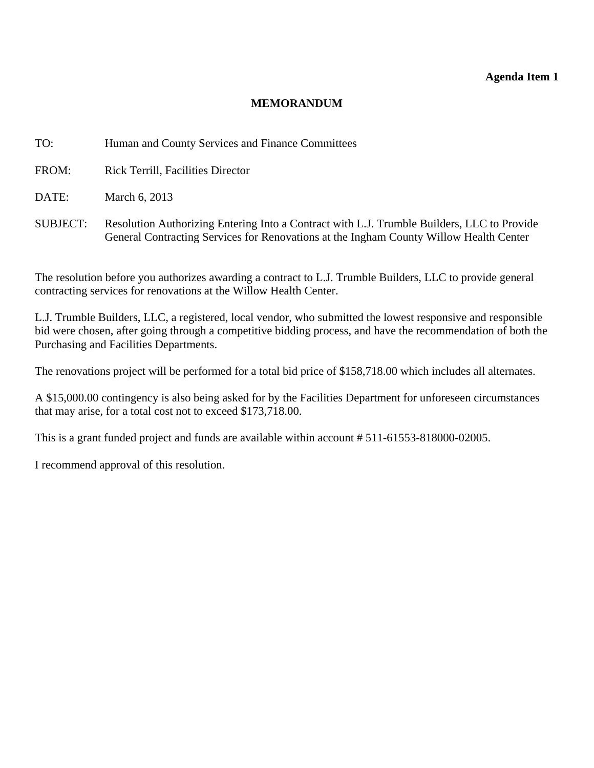**Agenda Item 1**

# MEMORANDUM

TO: Human and County Services and Finance Committees

FROM: Rick Terrill, Facilities Director

DATE: March 6, 2013

SUBJECT: Resolution Authorizing Entering Into a Contract with L.J. Trumble Builders, LLC to Provide General Contracting Services for Renovations at the Ingham County Willow Health Center

The resolution before you authorizes awarding a contract to L.J. Trumble Builders, LLC to provide general contracting services for renovations at the Willow Health Center.

L.J. Trumble Builders, LLC, a registered, local vendor, who submitted the lowest responsive and responsible bid were chosen, after going through a competitive bidding process, and have the recommendation of both the Purchasing and Facilities Departments.

The renovations project will be performed for a total bid price of $158,718.00 which includes all alternates.

A $15,000.00 contingency is also being asked for by the Facilities Department for unforeseen circumstances that may arise, for a total cost not to exceed $173,718.00.

This is a grant funded project and funds are available within account # 511-61553-818000-02005.

I recommend approval of this resolution.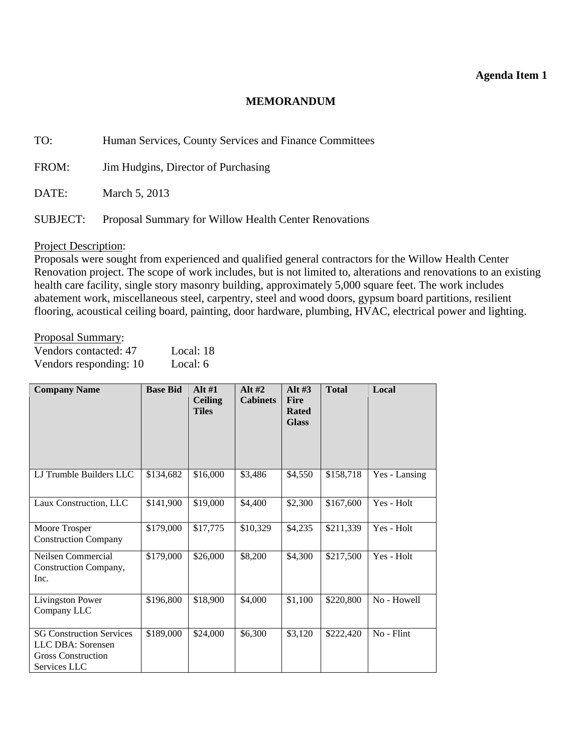**Agenda Item 1**

# MEMORANDUM

TO: Human Services, County Services and Finance Committees

FROM: Jim Hudgins, Director of Purchasing

DATE: March 5, 2013

SUBJECT: Proposal Summary for Willow Health Center Renovations

Project Description:
Proposals were sought from experienced and qualified general contractors for the Willow Health Center Renovation project. The scope of work includes, but is not limited to, alterations and renovations to an existing health care facility, single story masonry building, approximately 5,000 square feet. The work includes abatement work, miscellaneous steel, carpentry, steel and wood doors, gypsum board partitions, resilient flooring, acoustical ceiling board, painting, door hardware, plumbing, HVAC, electrical power and lighting.

Proposal Summary:
Vendors contacted: 47 Local: 18
Vendors responding: 10 Local: 6

| Company Name | Base Bid | Alt #1 Ceiling Tiles | Alt #2 Cabinets | Alt #3 Fire Rated Glass | Total | Local |
|---|---|---|---|---|---|---|
| LJ Trumble Builders LLC | $134,682 | $16,000 | $3,486 | $4,550 | $158,718 | Yes - Lansing |
| Laux Construction, LLC | $141,900 | $19,000 | $4,400 | $2,300 | $167,600 | Yes - Holt |
| Moore Trosper Construction Company | $179,000 | $17,775 | $10,329 | $4,235 | $211,339 | Yes - Holt |
| Neilsen Commercial Construction Company, Inc. | $179,000 | $26,000 | $8,200 | $4,300 | $217,500 | Yes - Holt |
| Livingston Power Company LLC | $196,800 | $18,900 | $4,000 | $1,100 | $220,800 | No - Howell |
| SG Construction Services LLC DBA: Sorensen Gross Construction Services LLC | $189,000 | $24,000 | $6,300 | $3,120 | $222,420 | No - Flint |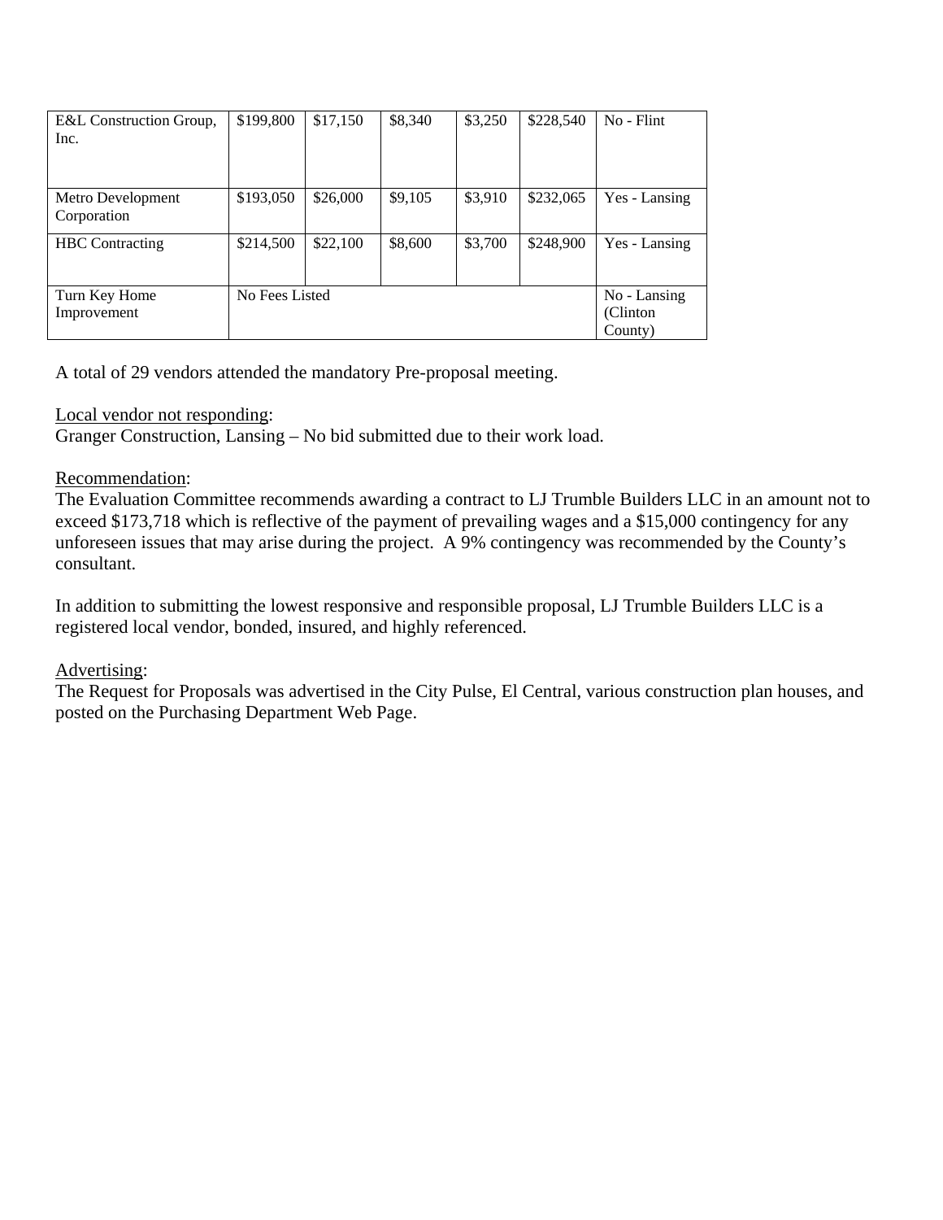| | | | | | | |
|---|---|---|---|---|---|---|
| E&L Construction Group, Inc. | $199,800 | $17,150 | $8,340 | $3,250 | $228,540 | No - Flint |
| Metro Development Corporation | $193,050 | $26,000 | $9,105 | $3,910 | $232,065 | Yes - Lansing |
| HBC Contracting | $214,500 | $22,100 | $8,600 | $3,700 | $248,900 | Yes - Lansing |
| Turn Key Home Improvement | No Fees Listed | | | | | No - Lansing (Clinton County) |

A total of 29 vendors attended the mandatory Pre-proposal meeting.

Local vendor not responding:
Granger Construction, Lansing – No bid submitted due to their work load.

Recommendation:
The Evaluation Committee recommends awarding a contract to LJ Trumble Builders LLC in an amount not to exceed $173,718 which is reflective of the payment of prevailing wages and a $15,000 contingency for any unforeseen issues that may arise during the project. A 9% contingency was recommended by the County's consultant.

In addition to submitting the lowest responsive and responsible proposal, LJ Trumble Builders LLC is a registered local vendor, bonded, insured, and highly referenced.

Advertising:
The Request for Proposals was advertised in the City Pulse, El Central, various construction plan houses, and posted on the Purchasing Department Web Page.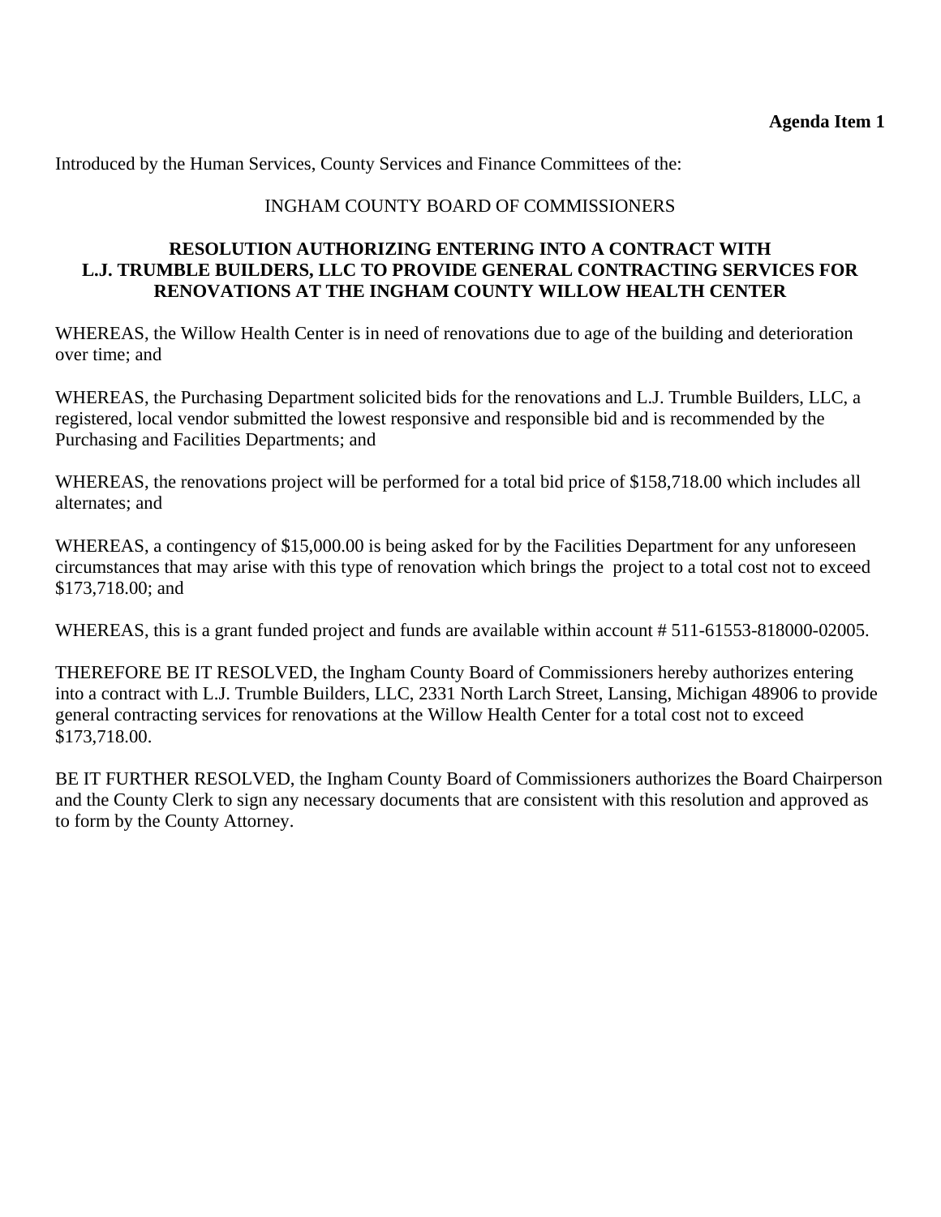**Agenda Item 1**

Introduced by the Human Services, County Services and Finance Committees of the:

INGHAM COUNTY BOARD OF COMMISSIONERS

**RESOLUTION AUTHORIZING ENTERING INTO A CONTRACT WITH L.J. TRUMBLE BUILDERS, LLC TO PROVIDE GENERAL CONTRACTING SERVICES FOR RENOVATIONS AT THE INGHAM COUNTY WILLOW HEALTH CENTER**

WHEREAS, the Willow Health Center is in need of renovations due to age of the building and deterioration over time; and

WHEREAS, the Purchasing Department solicited bids for the renovations and L.J. Trumble Builders, LLC, a registered, local vendor submitted the lowest responsive and responsible bid and is recommended by the Purchasing and Facilities Departments; and

WHEREAS, the renovations project will be performed for a total bid price of $158,718.00 which includes all alternates; and

WHEREAS, a contingency of $15,000.00 is being asked for by the Facilities Department for any unforeseen circumstances that may arise with this type of renovation which brings the project to a total cost not to exceed $173,718.00; and

WHEREAS, this is a grant funded project and funds are available within account # 511-61553-818000-02005.

THEREFORE BE IT RESOLVED, the Ingham County Board of Commissioners hereby authorizes entering into a contract with L.J. Trumble Builders, LLC, 2331 North Larch Street, Lansing, Michigan 48906 to provide general contracting services for renovations at the Willow Health Center for a total cost not to exceed $173,718.00.

BE IT FURTHER RESOLVED, the Ingham County Board of Commissioners authorizes the Board Chairperson and the County Clerk to sign any necessary documents that are consistent with this resolution and approved as to form by the County Attorney.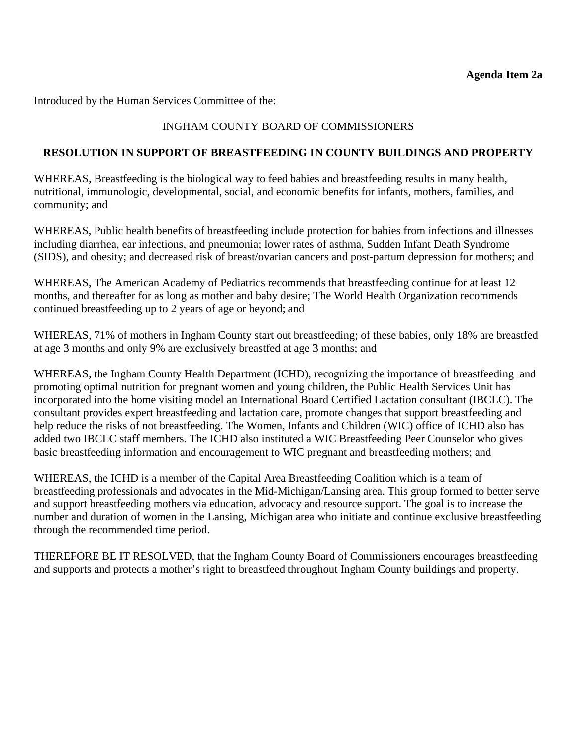**Agenda Item 2a**

Introduced by the Human Services Committee of the:

INGHAM COUNTY BOARD OF COMMISSIONERS

**RESOLUTION IN SUPPORT OF BREASTFEEDING IN COUNTY BUILDINGS AND PROPERTY**

WHEREAS, Breastfeeding is the biological way to feed babies and breastfeeding results in many health, nutritional, immunologic, developmental, social, and economic benefits for infants, mothers, families, and community; and

WHEREAS, Public health benefits of breastfeeding include protection for babies from infections and illnesses including diarrhea, ear infections, and pneumonia; lower rates of asthma, Sudden Infant Death Syndrome (SIDS), and obesity; and decreased risk of breast/ovarian cancers and post-partum depression for mothers; and

WHEREAS, The American Academy of Pediatrics recommends that breastfeeding continue for at least 12 months, and thereafter for as long as mother and baby desire; The World Health Organization recommends continued breastfeeding up to 2 years of age or beyond; and

WHEREAS, 71% of mothers in Ingham County start out breastfeeding; of these babies, only 18% are breastfed at age 3 months and only 9% are exclusively breastfed at age 3 months; and

WHEREAS, the Ingham County Health Department (ICHD), recognizing the importance of breastfeeding and promoting optimal nutrition for pregnant women and young children, the Public Health Services Unit has incorporated into the home visiting model an International Board Certified Lactation consultant (IBCLC). The consultant provides expert breastfeeding and lactation care, promote changes that support breastfeeding and help reduce the risks of not breastfeeding. The Women, Infants and Children (WIC) office of ICHD also has added two IBCLC staff members. The ICHD also instituted a WIC Breastfeeding Peer Counselor who gives basic breastfeeding information and encouragement to WIC pregnant and breastfeeding mothers; and

WHEREAS, the ICHD is a member of the Capital Area Breastfeeding Coalition which is a team of breastfeeding professionals and advocates in the Mid-Michigan/Lansing area. This group formed to better serve and support breastfeeding mothers via education, advocacy and resource support. The goal is to increase the number and duration of women in the Lansing, Michigan area who initiate and continue exclusive breastfeeding through the recommended time period.

THEREFORE BE IT RESOLVED, that the Ingham County Board of Commissioners encourages breastfeeding and supports and protects a mother's right to breastfeed throughout Ingham County buildings and property.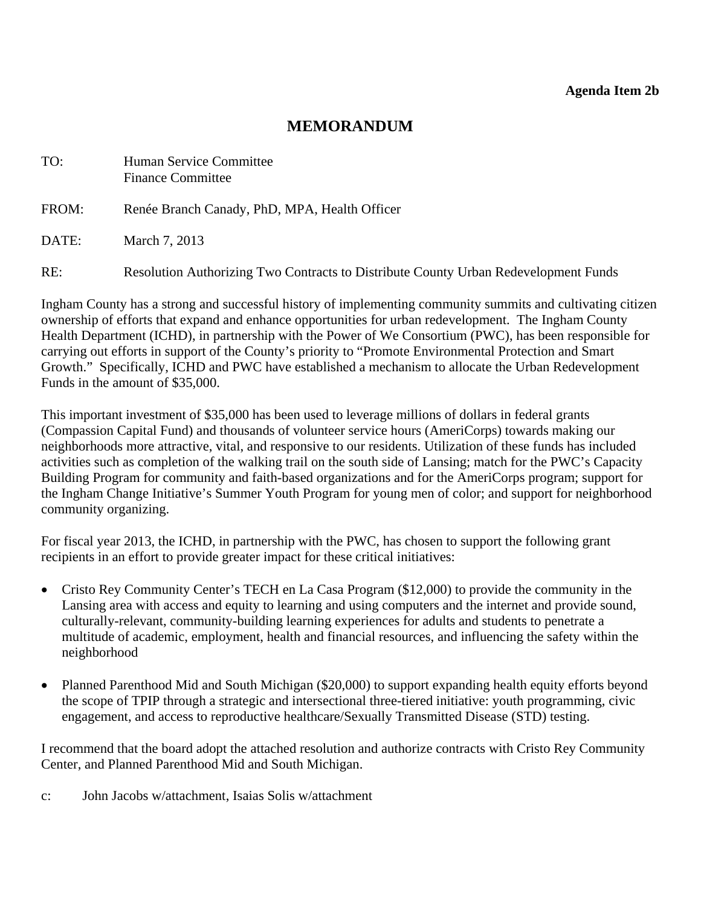**Agenda Item 2b**

# MEMORANDUM

TO: Human Service Committee
Finance Committee

FROM: Renée Branch Canady, PhD, MPA, Health Officer

DATE: March 7, 2013

RE: Resolution Authorizing Two Contracts to Distribute County Urban Redevelopment Funds

Ingham County has a strong and successful history of implementing community summits and cultivating citizen ownership of efforts that expand and enhance opportunities for urban redevelopment. The Ingham County Health Department (ICHD), in partnership with the Power of We Consortium (PWC), has been responsible for carrying out efforts in support of the County's priority to "Promote Environmental Protection and Smart Growth." Specifically, ICHD and PWC have established a mechanism to allocate the Urban Redevelopment Funds in the amount of $35,000.

This important investment of $35,000 has been used to leverage millions of dollars in federal grants (Compassion Capital Fund) and thousands of volunteer service hours (AmeriCorps) towards making our neighborhoods more attractive, vital, and responsive to our residents. Utilization of these funds has included activities such as completion of the walking trail on the south side of Lansing; match for the PWC's Capacity Building Program for community and faith-based organizations and for the AmeriCorps program; support for the Ingham Change Initiative's Summer Youth Program for young men of color; and support for neighborhood community organizing.

For fiscal year 2013, the ICHD, in partnership with the PWC, has chosen to support the following grant recipients in an effort to provide greater impact for these critical initiatives:

- Cristo Rey Community Center's TECH en La Casa Program ($12,000) to provide the community in the Lansing area with access and equity to learning and using computers and the internet and provide sound, culturally-relevant, community-building learning experiences for adults and students to penetrate a multitude of academic, employment, health and financial resources, and influencing the safety within the neighborhood

- Planned Parenthood Mid and South Michigan ($20,000) to support expanding health equity efforts beyond the scope of TPIP through a strategic and intersectional three-tiered initiative: youth programming, civic engagement, and access to reproductive healthcare/Sexually Transmitted Disease (STD) testing.

I recommend that the board adopt the attached resolution and authorize contracts with Cristo Rey Community Center, and Planned Parenthood Mid and South Michigan.

c: John Jacobs w/attachment, Isaias Solis w/attachment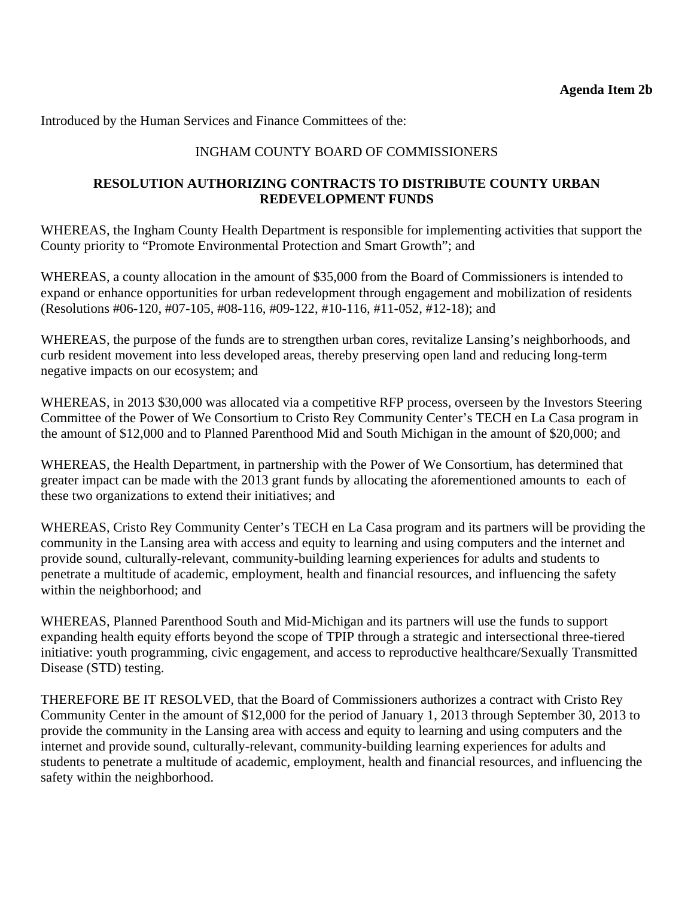**Agenda Item 2b**

Introduced by the Human Services and Finance Committees of the:

INGHAM COUNTY BOARD OF COMMISSIONERS

**RESOLUTION AUTHORIZING CONTRACTS TO DISTRIBUTE COUNTY URBAN REDEVELOPMENT FUNDS**

WHEREAS, the Ingham County Health Department is responsible for implementing activities that support the County priority to "Promote Environmental Protection and Smart Growth"; and

WHEREAS, a county allocation in the amount of $35,000 from the Board of Commissioners is intended to expand or enhance opportunities for urban redevelopment through engagement and mobilization of residents (Resolutions #06-120, #07-105, #08-116, #09-122, #10-116, #11-052, #12-18); and

WHEREAS, the purpose of the funds are to strengthen urban cores, revitalize Lansing's neighborhoods, and curb resident movement into less developed areas, thereby preserving open land and reducing long-term negative impacts on our ecosystem; and

WHEREAS, in 2013 $30,000 was allocated via a competitive RFP process, overseen by the Investors Steering Committee of the Power of We Consortium to Cristo Rey Community Center's TECH en La Casa program in the amount of $12,000 and to Planned Parenthood Mid and South Michigan in the amount of $20,000; and

WHEREAS, the Health Department, in partnership with the Power of We Consortium, has determined that greater impact can be made with the 2013 grant funds by allocating the aforementioned amounts to each of these two organizations to extend their initiatives; and

WHEREAS, Cristo Rey Community Center's TECH en La Casa program and its partners will be providing the community in the Lansing area with access and equity to learning and using computers and the internet and provide sound, culturally-relevant, community-building learning experiences for adults and students to penetrate a multitude of academic, employment, health and financial resources, and influencing the safety within the neighborhood; and

WHEREAS, Planned Parenthood South and Mid-Michigan and its partners will use the funds to support expanding health equity efforts beyond the scope of TPIP through a strategic and intersectional three-tiered initiative: youth programming, civic engagement, and access to reproductive healthcare/Sexually Transmitted Disease (STD) testing.

THEREFORE BE IT RESOLVED, that the Board of Commissioners authorizes a contract with Cristo Rey Community Center in the amount of $12,000 for the period of January 1, 2013 through September 30, 2013 to provide the community in the Lansing area with access and equity to learning and using computers and the internet and provide sound, culturally-relevant, community-building learning experiences for adults and students to penetrate a multitude of academic, employment, health and financial resources, and influencing the safety within the neighborhood.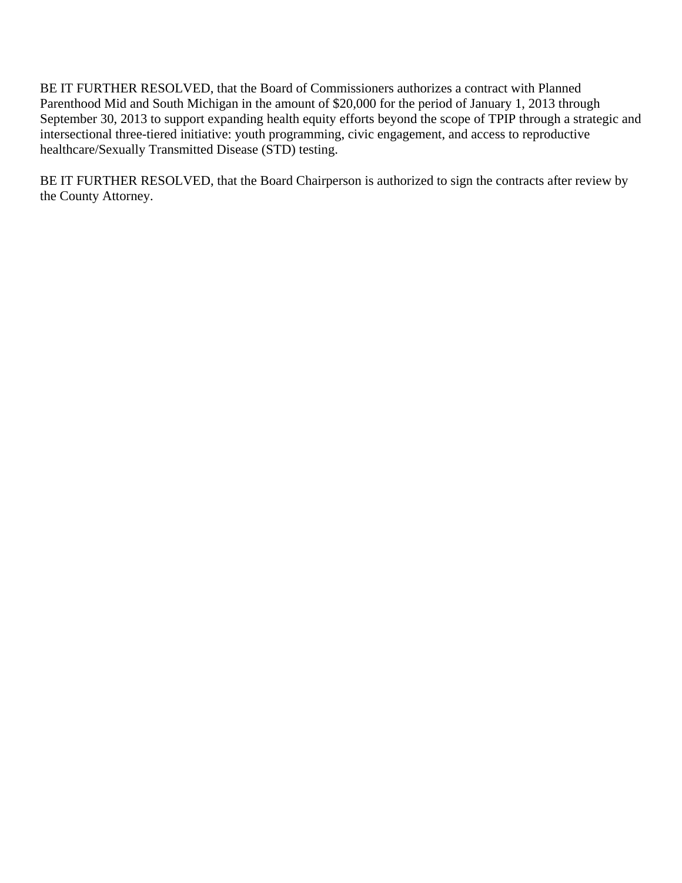BE IT FURTHER RESOLVED, that the Board of Commissioners authorizes a contract with Planned Parenthood Mid and South Michigan in the amount of $20,000 for the period of January 1, 2013 through September 30, 2013 to support expanding health equity efforts beyond the scope of TPIP through a strategic and intersectional three-tiered initiative: youth programming, civic engagement, and access to reproductive healthcare/Sexually Transmitted Disease (STD) testing.

BE IT FURTHER RESOLVED, that the Board Chairperson is authorized to sign the contracts after review by the County Attorney.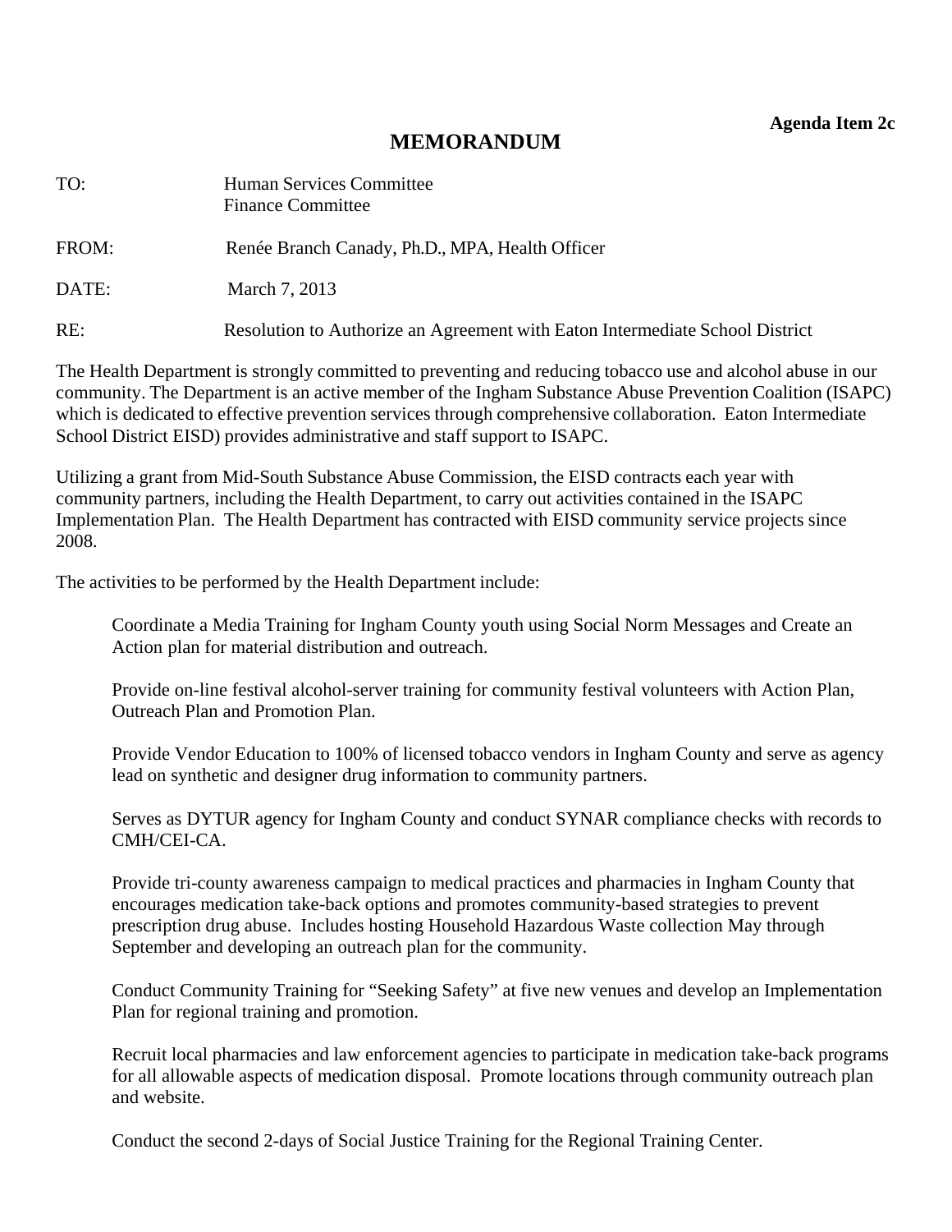**Agenda Item 2c**

# MEMORANDUM

TO: Human Services Committee
Finance Committee

FROM: Renée Branch Canady, Ph.D., MPA, Health Officer

DATE: March 7, 2013

RE: Resolution to Authorize an Agreement with Eaton Intermediate School District

The Health Department is strongly committed to preventing and reducing tobacco use and alcohol abuse in our community. The Department is an active member of the Ingham Substance Abuse Prevention Coalition (ISAPC) which is dedicated to effective prevention services through comprehensive collaboration. Eaton Intermediate School District EISD) provides administrative and staff support to ISAPC.

Utilizing a grant from Mid-South Substance Abuse Commission, the EISD contracts each year with community partners, including the Health Department, to carry out activities contained in the ISAPC Implementation Plan. The Health Department has contracted with EISD community service projects since 2008.

The activities to be performed by the Health Department include:

Coordinate a Media Training for Ingham County youth using Social Norm Messages and Create an Action plan for material distribution and outreach.

Provide on-line festival alcohol-server training for community festival volunteers with Action Plan, Outreach Plan and Promotion Plan.

Provide Vendor Education to 100% of licensed tobacco vendors in Ingham County and serve as agency lead on synthetic and designer drug information to community partners.

Serves as DYTUR agency for Ingham County and conduct SYNAR compliance checks with records to CMH/CEI-CA.

Provide tri-county awareness campaign to medical practices and pharmacies in Ingham County that encourages medication take-back options and promotes community-based strategies to prevent prescription drug abuse. Includes hosting Household Hazardous Waste collection May through September and developing an outreach plan for the community.

Conduct Community Training for "Seeking Safety" at five new venues and develop an Implementation Plan for regional training and promotion.

Recruit local pharmacies and law enforcement agencies to participate in medication take-back programs for all allowable aspects of medication disposal. Promote locations through community outreach plan and website.

Conduct the second 2-days of Social Justice Training for the Regional Training Center.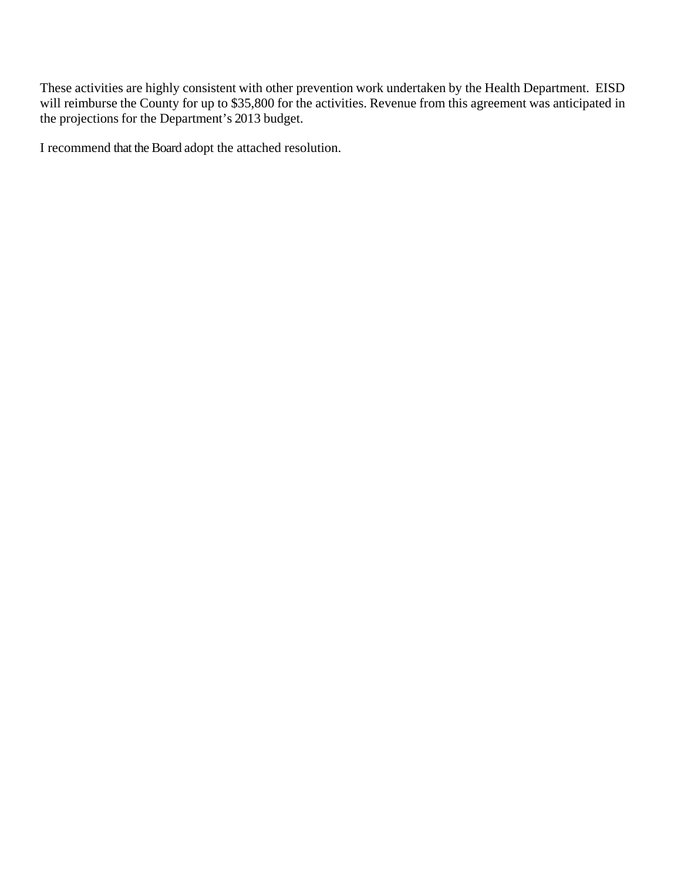These activities are highly consistent with other prevention work undertaken by the Health Department. EISD will reimburse the County for up to $35,800 for the activities. Revenue from this agreement was anticipated in the projections for the Department's 2013 budget.

I recommend that the Board adopt the attached resolution.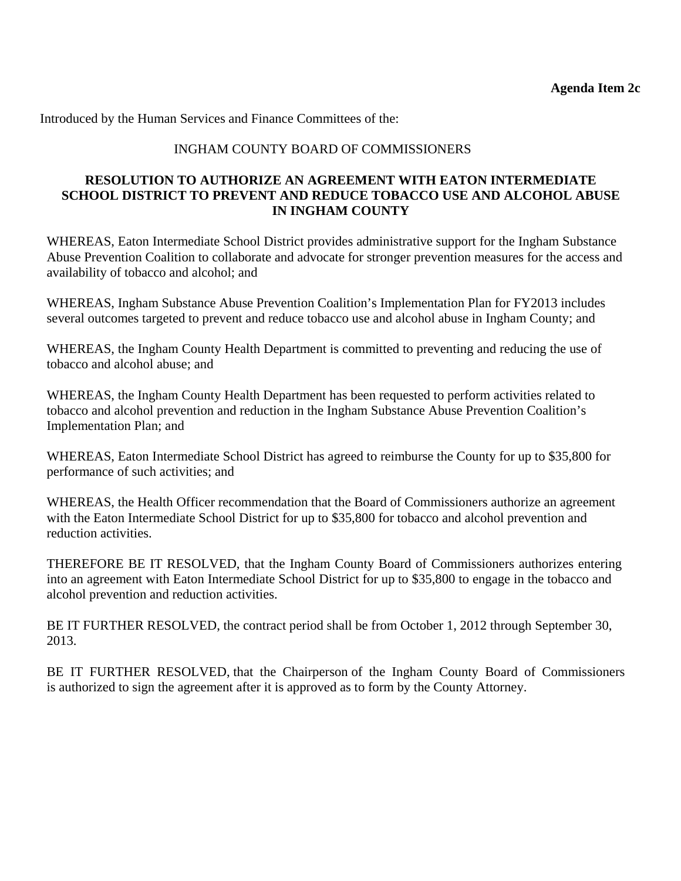**Agenda Item 2c**

Introduced by the Human Services and Finance Committees of the:

INGHAM COUNTY BOARD OF COMMISSIONERS

**RESOLUTION TO AUTHORIZE AN AGREEMENT WITH EATON INTERMEDIATE SCHOOL DISTRICT TO PREVENT AND REDUCE TOBACCO USE AND ALCOHOL ABUSE IN INGHAM COUNTY**

WHEREAS, Eaton Intermediate School District provides administrative support for the Ingham Substance Abuse Prevention Coalition to collaborate and advocate for stronger prevention measures for the access and availability of tobacco and alcohol; and

WHEREAS, Ingham Substance Abuse Prevention Coalition's Implementation Plan for FY2013 includes several outcomes targeted to prevent and reduce tobacco use and alcohol abuse in Ingham County; and

WHEREAS, the Ingham County Health Department is committed to preventing and reducing the use of tobacco and alcohol abuse; and

WHEREAS, the Ingham County Health Department has been requested to perform activities related to tobacco and alcohol prevention and reduction in the Ingham Substance Abuse Prevention Coalition's Implementation Plan; and

WHEREAS, Eaton Intermediate School District has agreed to reimburse the County for up to $35,800 for performance of such activities; and

WHEREAS, the Health Officer recommendation that the Board of Commissioners authorize an agreement with the Eaton Intermediate School District for up to $35,800 for tobacco and alcohol prevention and reduction activities.

THEREFORE BE IT RESOLVED, that the Ingham County Board of Commissioners authorizes entering into an agreement with Eaton Intermediate School District for up to $35,800 to engage in the tobacco and alcohol prevention and reduction activities.

BE IT FURTHER RESOLVED, the contract period shall be from October 1, 2012 through September 30, 2013.

BE IT FURTHER RESOLVED, that the Chairperson of the Ingham County Board of Commissioners is authorized to sign the agreement after it is approved as to form by the County Attorney.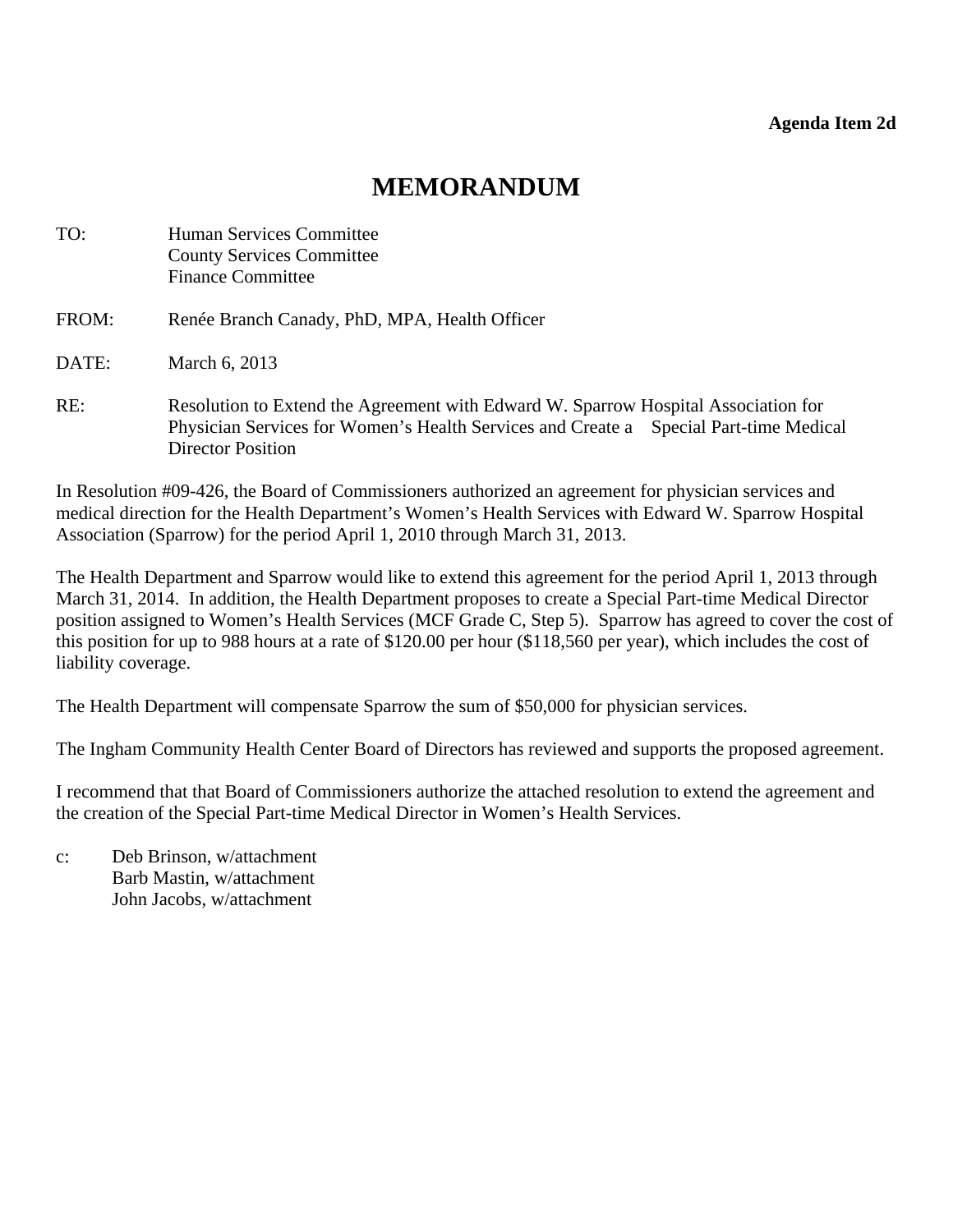**Agenda Item 2d**

# MEMORANDUM

TO: Human Services Committee
County Services Committee
Finance Committee

FROM: Renée Branch Canady, PhD, MPA, Health Officer

DATE: March 6, 2013

RE: Resolution to Extend the Agreement with Edward W. Sparrow Hospital Association for Physician Services for Women's Health Services and Create a Special Part-time Medical Director Position

In Resolution #09-426, the Board of Commissioners authorized an agreement for physician services and medical direction for the Health Department's Women's Health Services with Edward W. Sparrow Hospital Association (Sparrow) for the period April 1, 2010 through March 31, 2013.

The Health Department and Sparrow would like to extend this agreement for the period April 1, 2013 through March 31, 2014. In addition, the Health Department proposes to create a Special Part-time Medical Director position assigned to Women's Health Services (MCF Grade C, Step 5). Sparrow has agreed to cover the cost of this position for up to 988 hours at a rate of $120.00 per hour ($118,560 per year), which includes the cost of liability coverage.

The Health Department will compensate Sparrow the sum of $50,000 for physician services.

The Ingham Community Health Center Board of Directors has reviewed and supports the proposed agreement.

I recommend that that Board of Commissioners authorize the attached resolution to extend the agreement and the creation of the Special Part-time Medical Director in Women's Health Services.

c: Deb Brinson, w/attachment
Barb Mastin, w/attachment
John Jacobs, w/attachment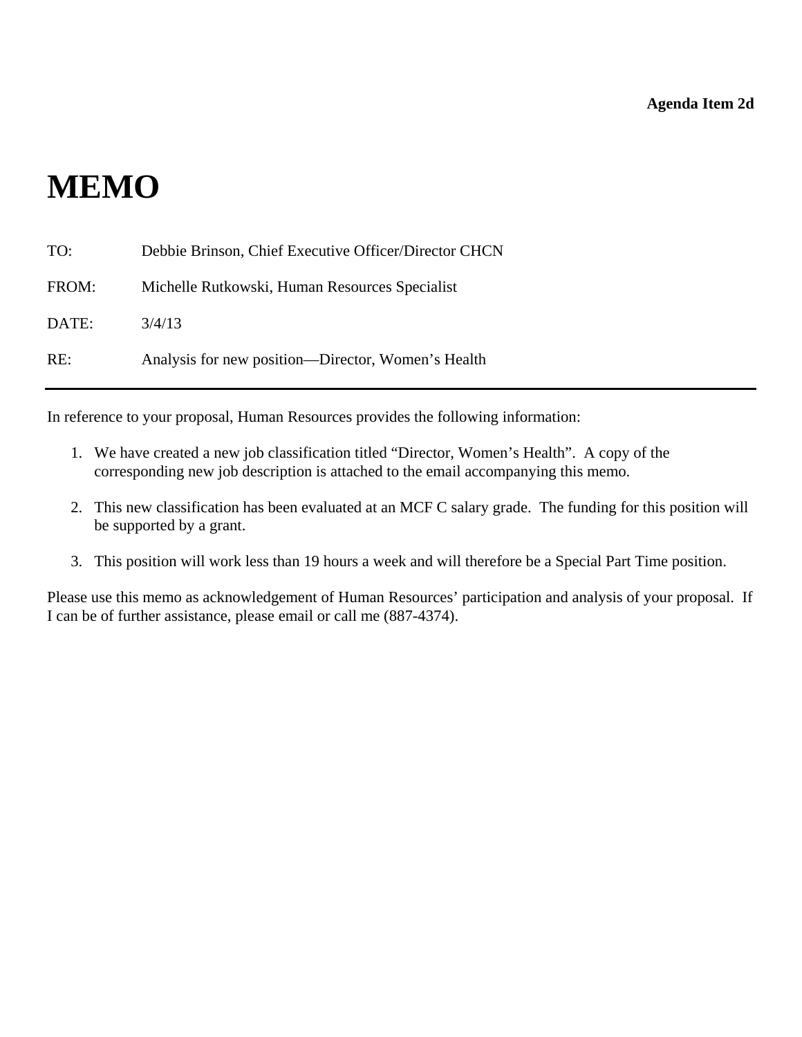**Agenda Item 2d**

# MEMO

TO: Debbie Brinson, Chief Executive Officer/Director CHCN

FROM: Michelle Rutkowski, Human Resources Specialist

DATE: 3/4/13

RE: Analysis for new position—Director, Women's Health

---

In reference to your proposal, Human Resources provides the following information:

1. We have created a new job classification titled "Director, Women's Health". A copy of the corresponding new job description is attached to the email accompanying this memo.
2. This new classification has been evaluated at an MCF C salary grade. The funding for this position will be supported by a grant.
3. This position will work less than 19 hours a week and will therefore be a Special Part Time position.

Please use this memo as acknowledgement of Human Resources' participation and analysis of your proposal. If I can be of further assistance, please email or call me (887-4374).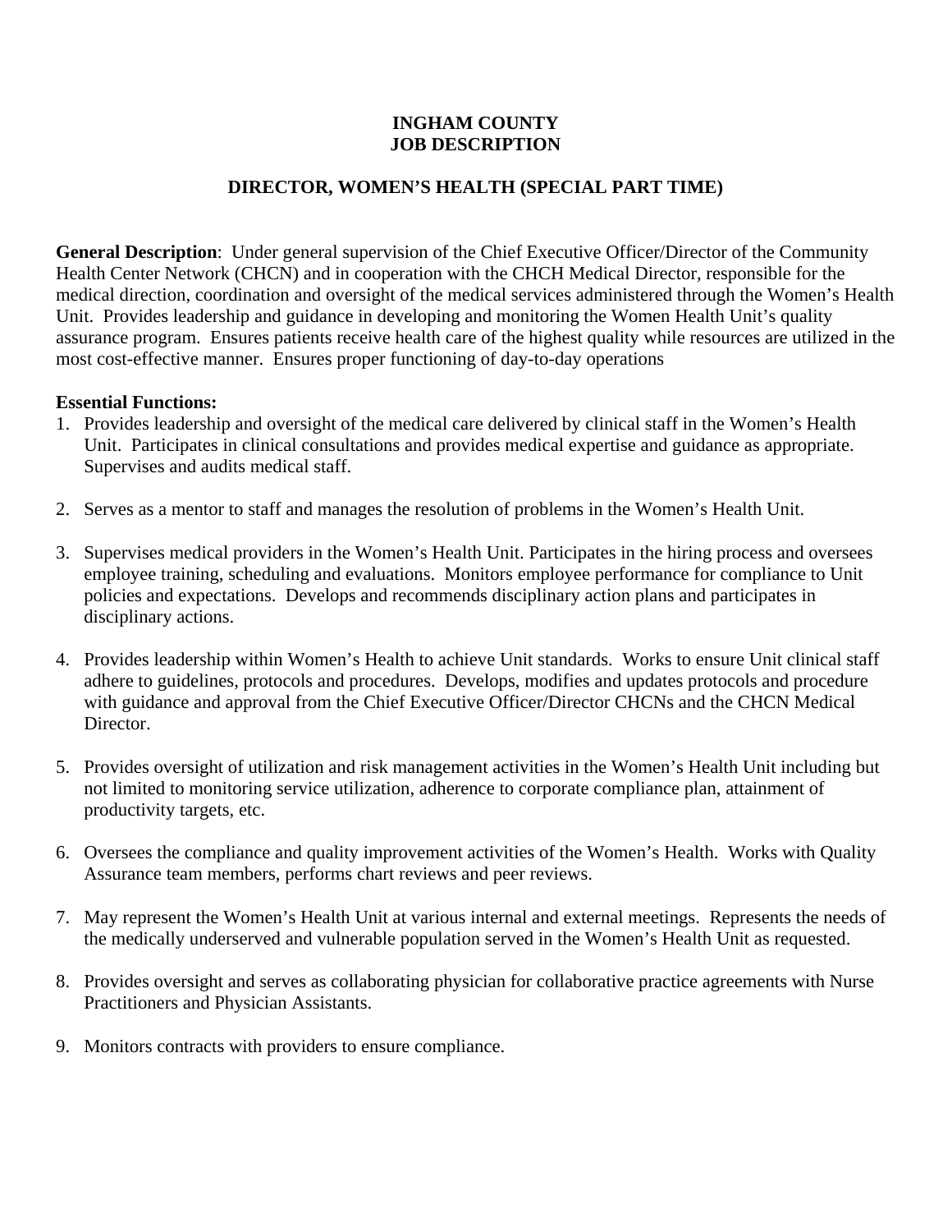**INGHAM COUNTY**
**JOB DESCRIPTION**

**DIRECTOR, WOMEN'S HEALTH (SPECIAL PART TIME)**

**General Description**: Under general supervision of the Chief Executive Officer/Director of the Community Health Center Network (CHCN) and in cooperation with the CHCH Medical Director, responsible for the medical direction, coordination and oversight of the medical services administered through the Women's Health Unit. Provides leadership and guidance in developing and monitoring the Women Health Unit's quality assurance program. Ensures patients receive health care of the highest quality while resources are utilized in the most cost-effective manner. Ensures proper functioning of day-to-day operations

**Essential Functions:**

1. Provides leadership and oversight of the medical care delivered by clinical staff in the Women's Health Unit. Participates in clinical consultations and provides medical expertise and guidance as appropriate. Supervises and audits medical staff.

2. Serves as a mentor to staff and manages the resolution of problems in the Women's Health Unit.

3. Supervises medical providers in the Women's Health Unit. Participates in the hiring process and oversees employee training, scheduling and evaluations. Monitors employee performance for compliance to Unit policies and expectations. Develops and recommends disciplinary action plans and participates in disciplinary actions.

4. Provides leadership within Women's Health to achieve Unit standards. Works to ensure Unit clinical staff adhere to guidelines, protocols and procedures. Develops, modifies and updates protocols and procedure with guidance and approval from the Chief Executive Officer/Director CHCNs and the CHCN Medical Director.

5. Provides oversight of utilization and risk management activities in the Women's Health Unit including but not limited to monitoring service utilization, adherence to corporate compliance plan, attainment of productivity targets, etc.

6. Oversees the compliance and quality improvement activities of the Women's Health. Works with Quality Assurance team members, performs chart reviews and peer reviews.

7. May represent the Women's Health Unit at various internal and external meetings. Represents the needs of the medically underserved and vulnerable population served in the Women's Health Unit as requested.

8. Provides oversight and serves as collaborating physician for collaborative practice agreements with Nurse Practitioners and Physician Assistants.

9. Monitors contracts with providers to ensure compliance.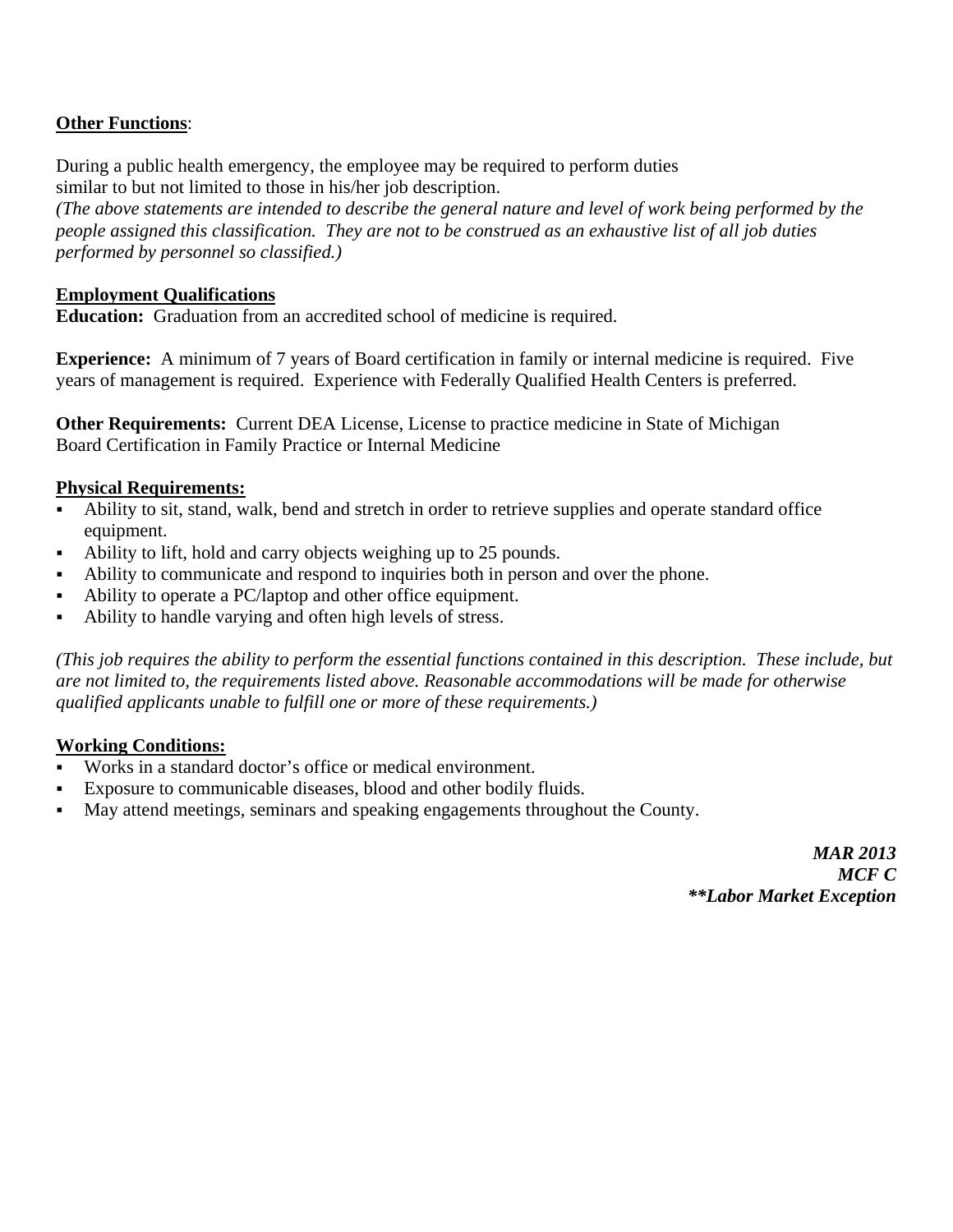**Other Functions**:

During a public health emergency, the employee may be required to perform duties
similar to but not limited to those in his/her job description.
*(The above statements are intended to describe the general nature and level of work being performed by the people assigned this classification. They are not to be construed as an exhaustive list of all job duties performed by personnel so classified.)*

**Employment Qualifications**
**Education:** Graduation from an accredited school of medicine is required.

**Experience:** A minimum of 7 years of Board certification in family or internal medicine is required. Five years of management is required. Experience with Federally Qualified Health Centers is preferred.

**Other Requirements:** Current DEA License, License to practice medicine in State of Michigan
Board Certification in Family Practice or Internal Medicine

**Physical Requirements:**

- Ability to sit, stand, walk, bend and stretch in order to retrieve supplies and operate standard office equipment.
- Ability to lift, hold and carry objects weighing up to 25 pounds.
- Ability to communicate and respond to inquiries both in person and over the phone.
- Ability to operate a PC/laptop and other office equipment.
- Ability to handle varying and often high levels of stress.

*(This job requires the ability to perform the essential functions contained in this description. These include, but are not limited to, the requirements listed above. Reasonable accommodations will be made for otherwise qualified applicants unable to fulfill one or more of these requirements.)*

**Working Conditions:**

- Works in a standard doctor's office or medical environment.
- Exposure to communicable diseases, blood and other bodily fluids.
- May attend meetings, seminars and speaking engagements throughout the County.

***MAR 2013***
***MCF C***
*****Labor Market Exception***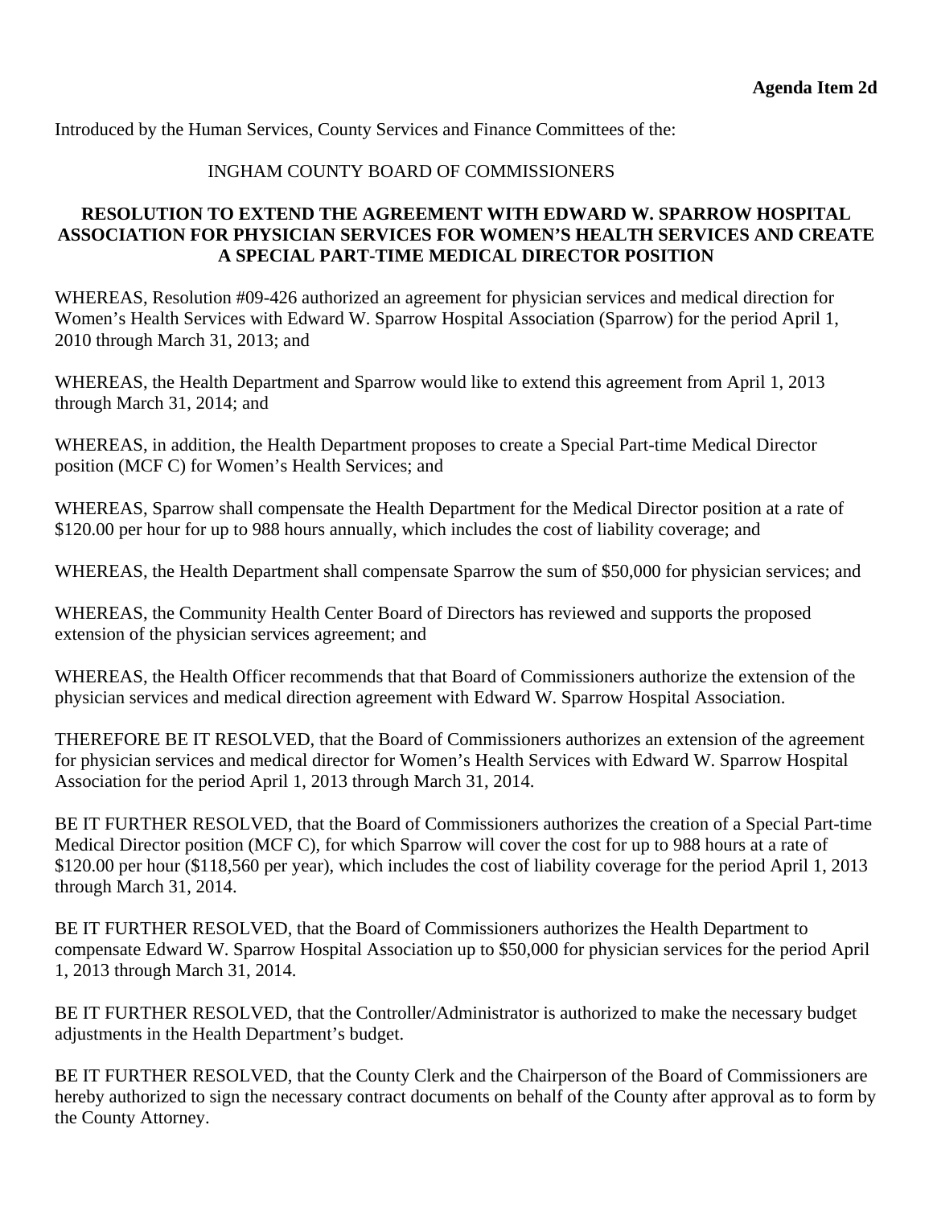**Agenda Item 2d**

Introduced by the Human Services, County Services and Finance Committees of the:

INGHAM COUNTY BOARD OF COMMISSIONERS

**RESOLUTION TO EXTEND THE AGREEMENT WITH EDWARD W. SPARROW HOSPITAL ASSOCIATION FOR PHYSICIAN SERVICES FOR WOMEN'S HEALTH SERVICES AND CREATE A SPECIAL PART-TIME MEDICAL DIRECTOR POSITION**

WHEREAS, Resolution #09-426 authorized an agreement for physician services and medical direction for Women's Health Services with Edward W. Sparrow Hospital Association (Sparrow) for the period April 1, 2010 through March 31, 2013; and

WHEREAS, the Health Department and Sparrow would like to extend this agreement from April 1, 2013 through March 31, 2014; and

WHEREAS, in addition, the Health Department proposes to create a Special Part-time Medical Director position (MCF C) for Women's Health Services; and

WHEREAS, Sparrow shall compensate the Health Department for the Medical Director position at a rate of $120.00 per hour for up to 988 hours annually, which includes the cost of liability coverage; and

WHEREAS, the Health Department shall compensate Sparrow the sum of $50,000 for physician services; and

WHEREAS, the Community Health Center Board of Directors has reviewed and supports the proposed extension of the physician services agreement; and

WHEREAS, the Health Officer recommends that that Board of Commissioners authorize the extension of the physician services and medical direction agreement with Edward W. Sparrow Hospital Association.

THEREFORE BE IT RESOLVED, that the Board of Commissioners authorizes an extension of the agreement for physician services and medical director for Women's Health Services with Edward W. Sparrow Hospital Association for the period April 1, 2013 through March 31, 2014.

BE IT FURTHER RESOLVED, that the Board of Commissioners authorizes the creation of a Special Part-time Medical Director position (MCF C), for which Sparrow will cover the cost for up to 988 hours at a rate of $120.00 per hour ($118,560 per year), which includes the cost of liability coverage for the period April 1, 2013 through March 31, 2014.

BE IT FURTHER RESOLVED, that the Board of Commissioners authorizes the Health Department to compensate Edward W. Sparrow Hospital Association up to $50,000 for physician services for the period April 1, 2013 through March 31, 2014.

BE IT FURTHER RESOLVED, that the Controller/Administrator is authorized to make the necessary budget adjustments in the Health Department's budget.

BE IT FURTHER RESOLVED, that the County Clerk and the Chairperson of the Board of Commissioners are hereby authorized to sign the necessary contract documents on behalf of the County after approval as to form by the County Attorney.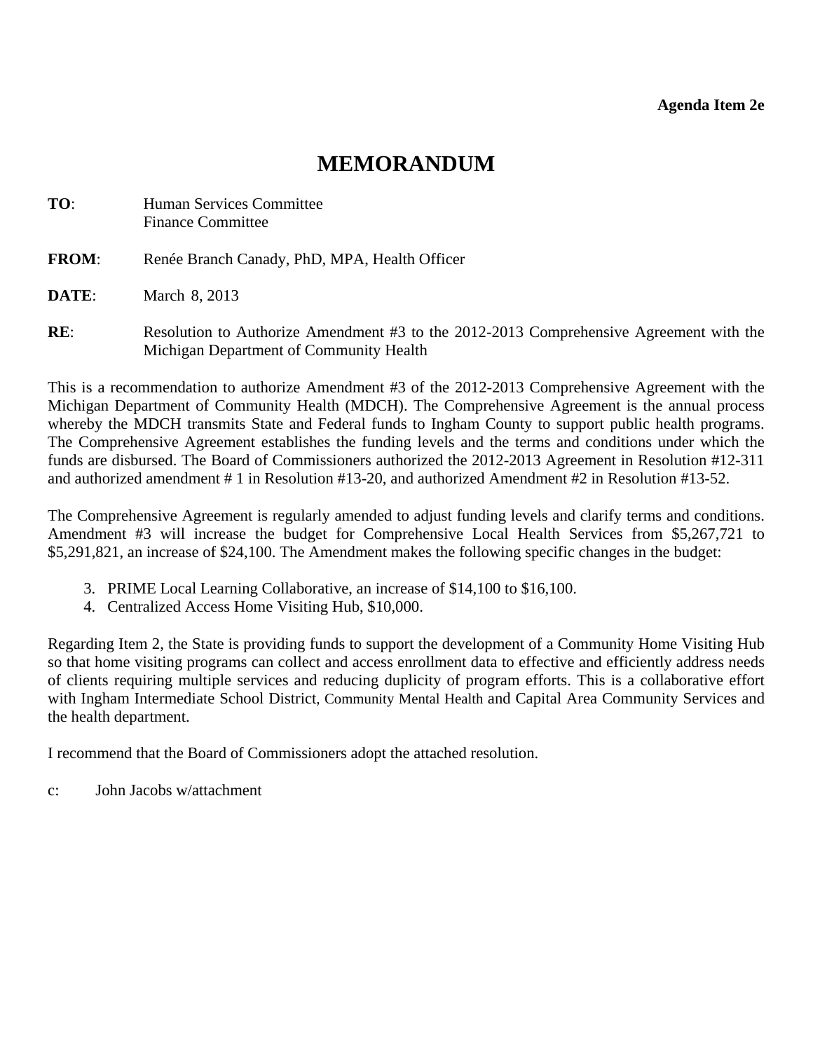**Agenda Item 2e**

# MEMORANDUM

**TO**: Human Services Committee
Finance Committee

**FROM**: Renée Branch Canady, PhD, MPA, Health Officer

**DATE**: March 8, 2013

**RE**: Resolution to Authorize Amendment #3 to the 2012-2013 Comprehensive Agreement with the Michigan Department of Community Health

This is a recommendation to authorize Amendment #3 of the 2012-2013 Comprehensive Agreement with the Michigan Department of Community Health (MDCH). The Comprehensive Agreement is the annual process whereby the MDCH transmits State and Federal funds to Ingham County to support public health programs. The Comprehensive Agreement establishes the funding levels and the terms and conditions under which the funds are disbursed. The Board of Commissioners authorized the 2012-2013 Agreement in Resolution #12-311 and authorized amendment # 1 in Resolution #13-20, and authorized Amendment #2 in Resolution #13-52.

The Comprehensive Agreement is regularly amended to adjust funding levels and clarify terms and conditions. Amendment #3 will increase the budget for Comprehensive Local Health Services from $5,267,721 to $5,291,821, an increase of $24,100. The Amendment makes the following specific changes in the budget:

3. PRIME Local Learning Collaborative, an increase of $14,100 to $16,100.
4. Centralized Access Home Visiting Hub, $10,000.

Regarding Item 2, the State is providing funds to support the development of a Community Home Visiting Hub so that home visiting programs can collect and access enrollment data to effective and efficiently address needs of clients requiring multiple services and reducing duplicity of program efforts. This is a collaborative effort with Ingham Intermediate School District, Community Mental Health and Capital Area Community Services and the health department.

I recommend that the Board of Commissioners adopt the attached resolution.

c: John Jacobs w/attachment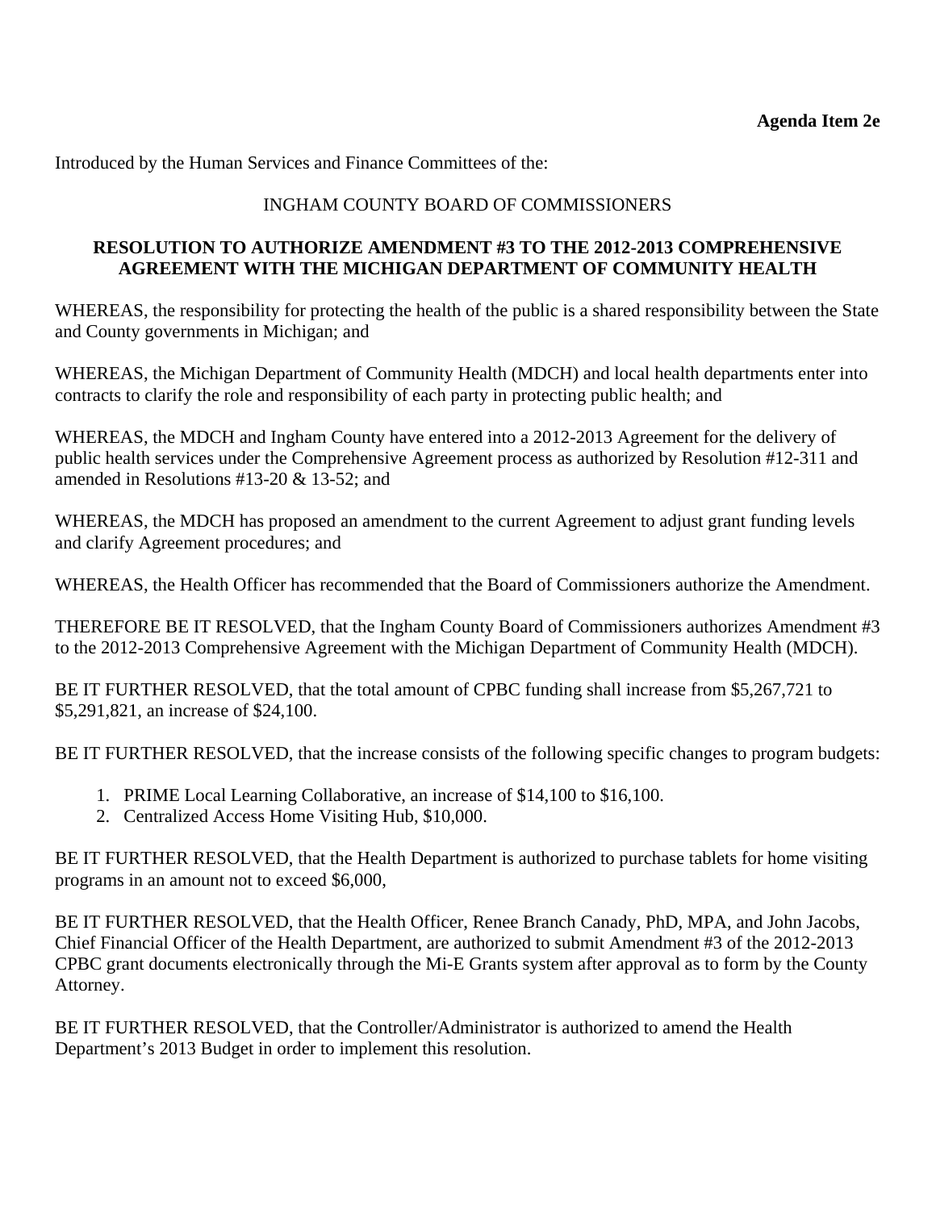**Agenda Item 2e**

Introduced by the Human Services and Finance Committees of the:

INGHAM COUNTY BOARD OF COMMISSIONERS

**RESOLUTION TO AUTHORIZE AMENDMENT #3 TO THE 2012-2013 COMPREHENSIVE AGREEMENT WITH THE MICHIGAN DEPARTMENT OF COMMUNITY HEALTH**

WHEREAS, the responsibility for protecting the health of the public is a shared responsibility between the State and County governments in Michigan; and

WHEREAS, the Michigan Department of Community Health (MDCH) and local health departments enter into contracts to clarify the role and responsibility of each party in protecting public health; and

WHEREAS, the MDCH and Ingham County have entered into a 2012-2013 Agreement for the delivery of public health services under the Comprehensive Agreement process as authorized by Resolution #12-311 and amended in Resolutions #13-20 & 13-52; and

WHEREAS, the MDCH has proposed an amendment to the current Agreement to adjust grant funding levels and clarify Agreement procedures; and

WHEREAS, the Health Officer has recommended that the Board of Commissioners authorize the Amendment.

THEREFORE BE IT RESOLVED, that the Ingham County Board of Commissioners authorizes Amendment #3 to the 2012-2013 Comprehensive Agreement with the Michigan Department of Community Health (MDCH).

BE IT FURTHER RESOLVED, that the total amount of CPBC funding shall increase from $5,267,721 to $5,291,821, an increase of $24,100.

BE IT FURTHER RESOLVED, that the increase consists of the following specific changes to program budgets:

1. PRIME Local Learning Collaborative, an increase of $14,100 to $16,100.
2. Centralized Access Home Visiting Hub, $10,000.

BE IT FURTHER RESOLVED, that the Health Department is authorized to purchase tablets for home visiting programs in an amount not to exceed $6,000,

BE IT FURTHER RESOLVED, that the Health Officer, Renee Branch Canady, PhD, MPA, and John Jacobs, Chief Financial Officer of the Health Department, are authorized to submit Amendment #3 of the 2012-2013 CPBC grant documents electronically through the Mi-E Grants system after approval as to form by the County Attorney.

BE IT FURTHER RESOLVED, that the Controller/Administrator is authorized to amend the Health Department's 2013 Budget in order to implement this resolution.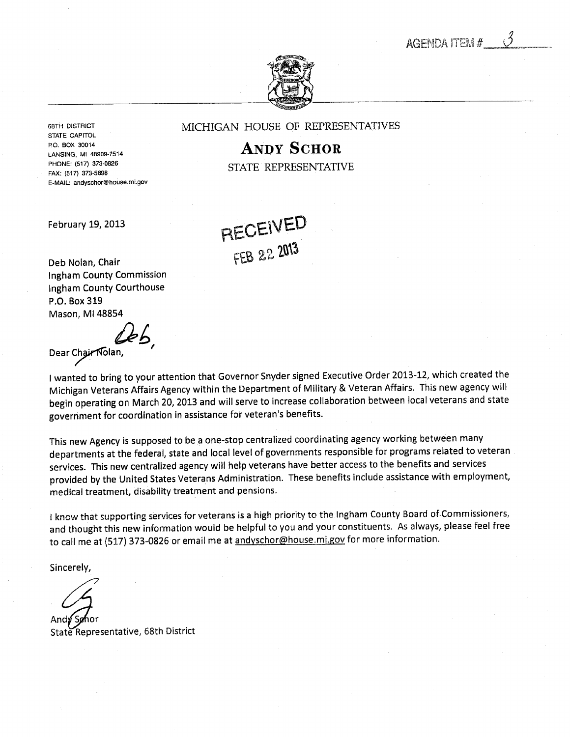AGENDA ITEM # 3

68TH DISTRICT
STATE CAPITOL
P.O. BOX 30014
LANSING, MI 48909-7514
PHONE: (517) 373-0826
FAX: (517) 373-5698
E-MAIL: andyschor@house.mi.gov

MICHIGAN HOUSE OF REPRESENTATIVES

**ANDY SCHOR**

STATE REPRESENTATIVE

February 19, 2013

RECEIVED
FEB 22 2013

Deb Nolan, Chair
Ingham County Commission
Ingham County Courthouse
P.O. Box 319
Mason, MI 48854

Dear ~~Chair Nolan~~ Deb,

I wanted to bring to your attention that Governor Snyder signed Executive Order 2013-12, which created the Michigan Veterans Affairs Agency within the Department of Military & Veteran Affairs. This new agency will begin operating on March 20, 2013 and will serve to increase collaboration between local veterans and state government for coordination in assistance for veteran's benefits.

This new Agency is supposed to be a one-stop centralized coordinating agency working between many departments at the federal, state and local level of governments responsible for programs related to veteran services. This new centralized agency will help veterans have better access to the benefits and services provided by the United States Veterans Administration. These benefits include assistance with employment, medical treatment, disability treatment and pensions.

I know that supporting services for veterans is a high priority to the Ingham County Board of Commissioners, and thought this new information would be helpful to you and your constituents. As always, please feel free to call me at (517) 373-0826 or email me at andyschor@house.mi.gov for more information.

Sincerely,

Andy Schor
State Representative, 68th District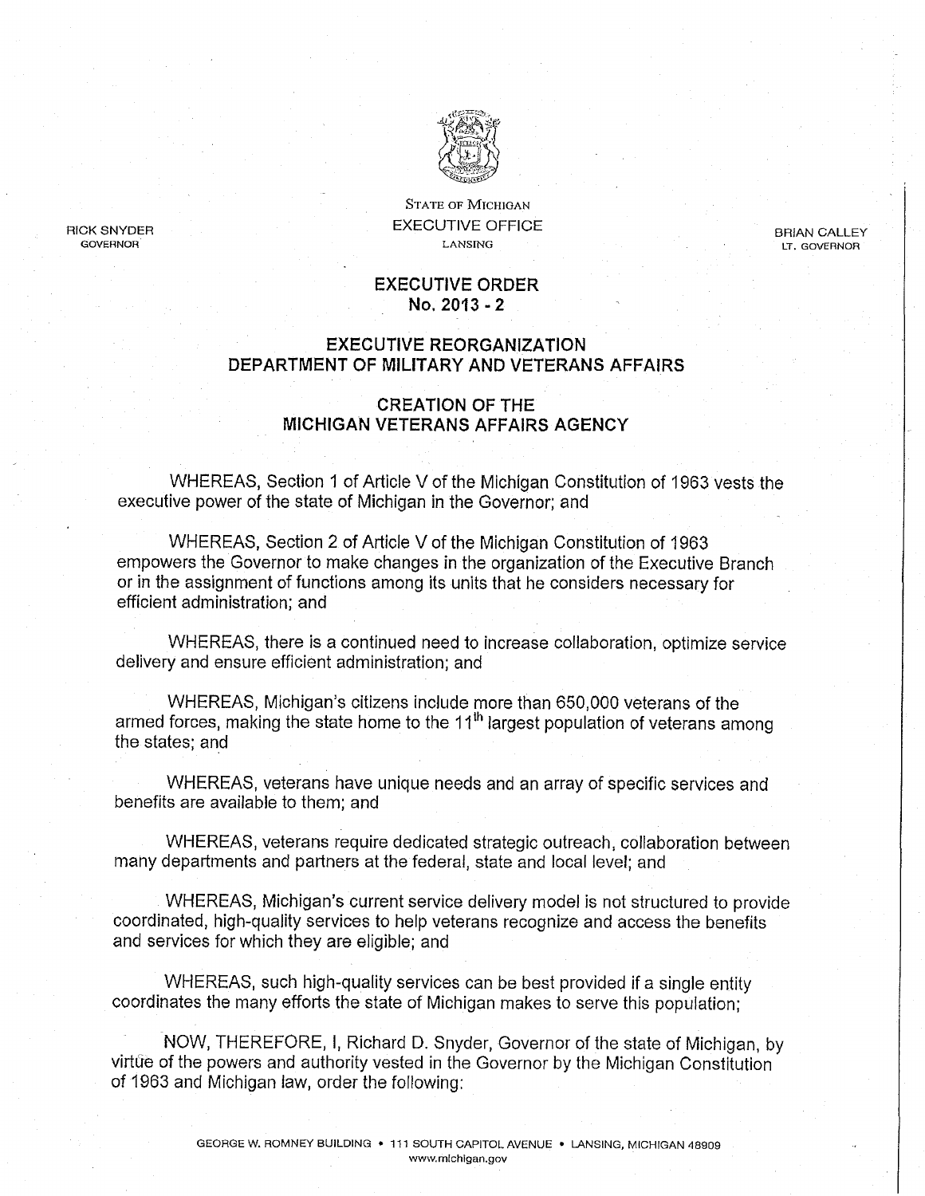RICK SNYDER
GOVERNOR

STATE OF MICHIGAN
EXECUTIVE OFFICE
LANSING

BRIAN CALLEY
LT. GOVERNOR

# EXECUTIVE ORDER
# No. 2013 - 2

## EXECUTIVE REORGANIZATION
## DEPARTMENT OF MILITARY AND VETERANS AFFAIRS

## CREATION OF THE
## MICHIGAN VETERANS AFFAIRS AGENCY

WHEREAS, Section 1 of Article V of the Michigan Constitution of 1963 vests the executive power of the state of Michigan in the Governor; and

WHEREAS, Section 2 of Article V of the Michigan Constitution of 1963 empowers the Governor to make changes in the organization of the Executive Branch or in the assignment of functions among its units that he considers necessary for efficient administration; and

WHEREAS, there is a continued need to increase collaboration, optimize service delivery and ensure efficient administration; and

WHEREAS, Michigan's citizens include more than 650,000 veterans of the armed forces, making the state home to the 11th largest population of veterans among the states; and

WHEREAS, veterans have unique needs and an array of specific services and benefits are available to them; and

WHEREAS, veterans require dedicated strategic outreach, collaboration between many departments and partners at the federal, state and local level; and

WHEREAS, Michigan's current service delivery model is not structured to provide coordinated, high-quality services to help veterans recognize and access the benefits and services for which they are eligible; and

WHEREAS, such high-quality services can be best provided if a single entity coordinates the many efforts the state of Michigan makes to serve this population;

NOW, THEREFORE, I, Richard D. Snyder, Governor of the state of Michigan, by virtue of the powers and authority vested in the Governor by the Michigan Constitution of 1963 and Michigan law, order the following:

GEORGE W. ROMNEY BUILDING • 111 SOUTH CAPITOL AVENUE • LANSING, MICHIGAN 48909
www.michigan.gov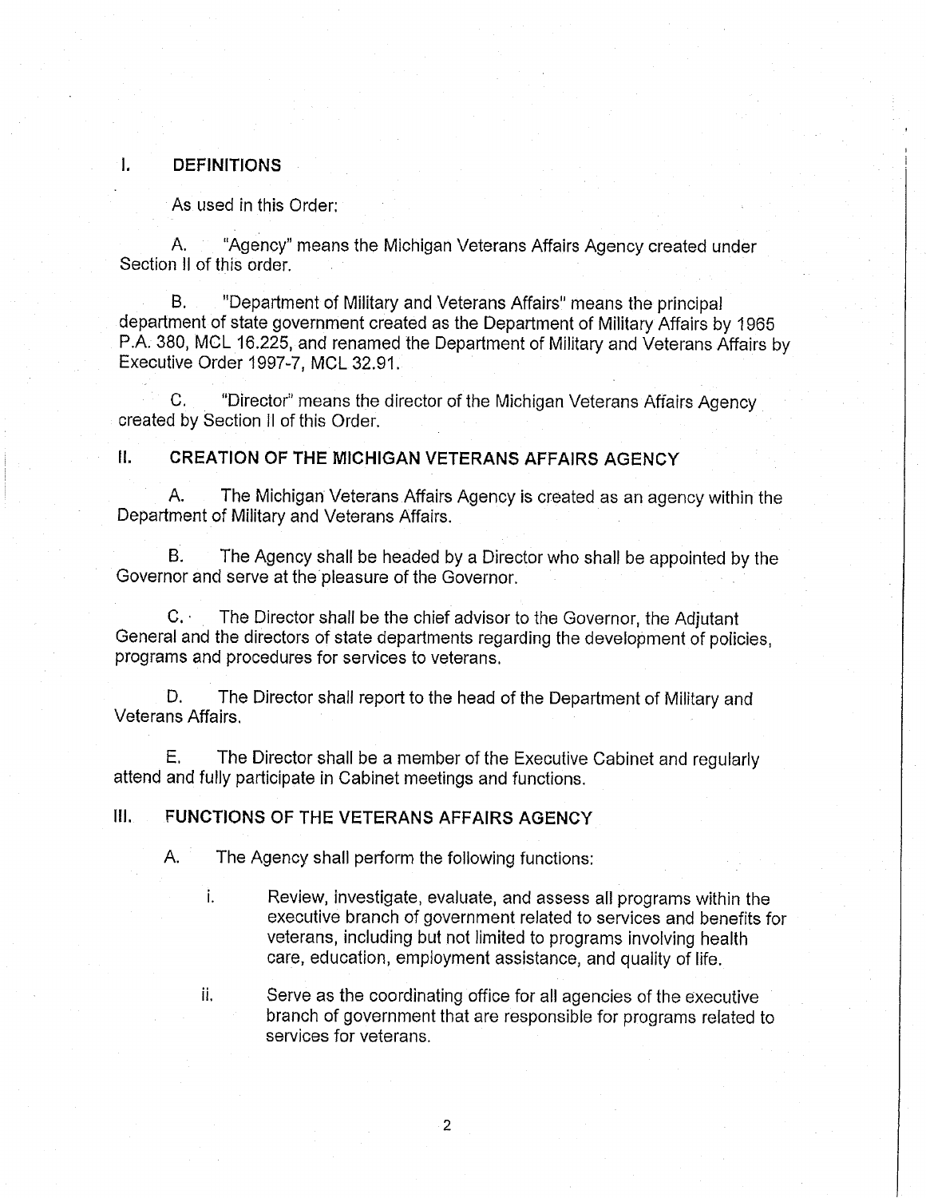## I. DEFINITIONS

As used in this Order:

A. "Agency" means the Michigan Veterans Affairs Agency created under Section II of this order.

B. "Department of Military and Veterans Affairs" means the principal department of state government created as the Department of Military Affairs by 1965 P.A. 380, MCL 16.225, and renamed the Department of Military and Veterans Affairs by Executive Order 1997-7, MCL 32.91.

C. "Director" means the director of the Michigan Veterans Affairs Agency created by Section II of this Order.

## II. CREATION OF THE MICHIGAN VETERANS AFFAIRS AGENCY

A. The Michigan Veterans Affairs Agency is created as an agency within the Department of Military and Veterans Affairs.

B. The Agency shall be headed by a Director who shall be appointed by the Governor and serve at the pleasure of the Governor.

C. The Director shall be the chief advisor to the Governor, the Adjutant General and the directors of state departments regarding the development of policies, programs and procedures for services to veterans.

D. The Director shall report to the head of the Department of Military and Veterans Affairs.

E. The Director shall be a member of the Executive Cabinet and regularly attend and fully participate in Cabinet meetings and functions.

## III. FUNCTIONS OF THE VETERANS AFFAIRS AGENCY

A. The Agency shall perform the following functions:

i. Review, investigate, evaluate, and assess all programs within the executive branch of government related to services and benefits for veterans, including but not limited to programs involving health care, education, employment assistance, and quality of life.

ii. Serve as the coordinating office for all agencies of the executive branch of government that are responsible for programs related to services for veterans.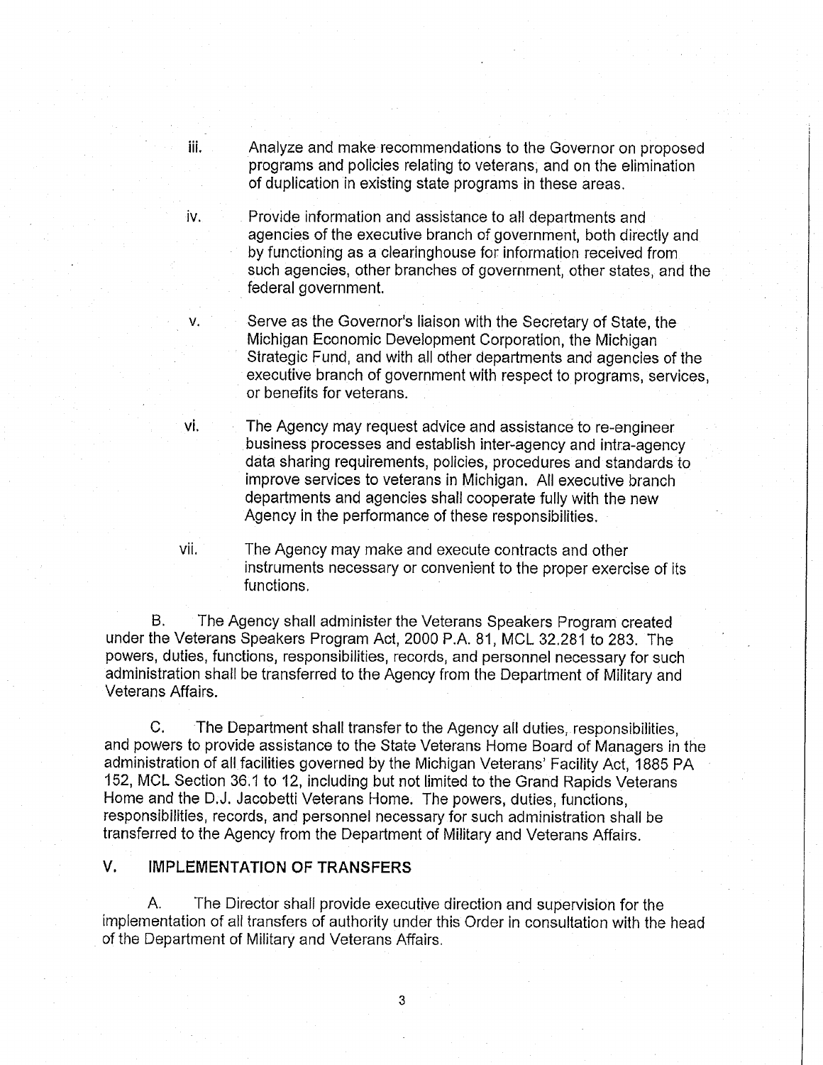iii. Analyze and make recommendations to the Governor on proposed programs and policies relating to veterans, and on the elimination of duplication in existing state programs in these areas.

iv. Provide information and assistance to all departments and agencies of the executive branch of government, both directly and by functioning as a clearinghouse for information received from such agencies, other branches of government, other states, and the federal government.

v. Serve as the Governor's liaison with the Secretary of State, the Michigan Economic Development Corporation, the Michigan Strategic Fund, and with all other departments and agencies of the executive branch of government with respect to programs, services, or benefits for veterans.

vi. The Agency may request advice and assistance to re-engineer business processes and establish inter-agency and intra-agency data sharing requirements, policies, procedures and standards to improve services to veterans in Michigan. All executive branch departments and agencies shall cooperate fully with the new Agency in the performance of these responsibilities.

vii. The Agency may make and execute contracts and other instruments necessary or convenient to the proper exercise of its functions.

B. The Agency shall administer the Veterans Speakers Program created under the Veterans Speakers Program Act, 2000 P.A. 81, MCL 32.281 to 283. The powers, duties, functions, responsibilities, records, and personnel necessary for such administration shall be transferred to the Agency from the Department of Military and Veterans Affairs.

C. The Department shall transfer to the Agency all duties, responsibilities, and powers to provide assistance to the State Veterans Home Board of Managers in the administration of all facilities governed by the Michigan Veterans' Facility Act, 1885 PA 152, MCL Section 36.1 to 12, including but not limited to the Grand Rapids Veterans Home and the D.J. Jacobetti Veterans Home. The powers, duties, functions, responsibilities, records, and personnel necessary for such administration shall be transferred to the Agency from the Department of Military and Veterans Affairs.

## V. IMPLEMENTATION OF TRANSFERS

A. The Director shall provide executive direction and supervision for the implementation of all transfers of authority under this Order in consultation with the head of the Department of Military and Veterans Affairs.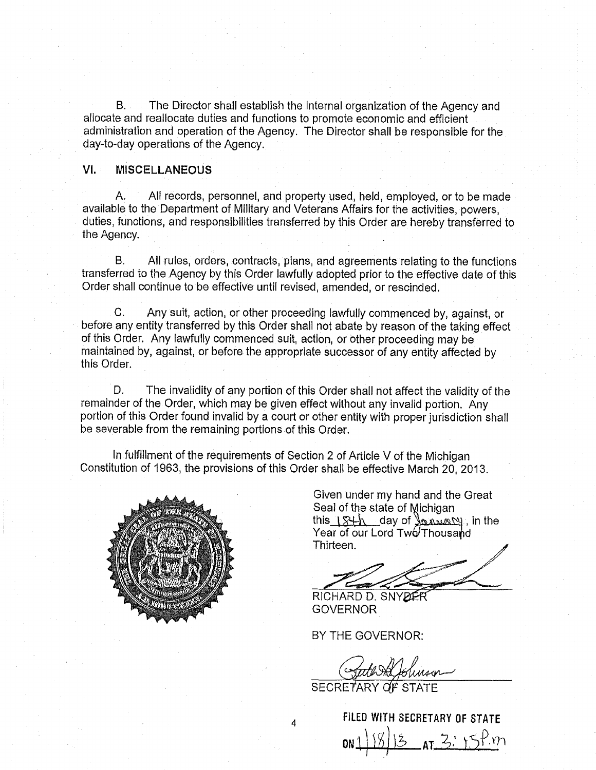B. The Director shall establish the internal organization of the Agency and allocate and reallocate duties and functions to promote economic and efficient administration and operation of the Agency. The Director shall be responsible for the day-to-day operations of the Agency.

## VI. MISCELLANEOUS

A. All records, personnel, and property used, held, employed, or to be made available to the Department of Military and Veterans Affairs for the activities, powers, duties, functions, and responsibilities transferred by this Order are hereby transferred to the Agency.

B. All rules, orders, contracts, plans, and agreements relating to the functions transferred to the Agency by this Order lawfully adopted prior to the effective date of this Order shall continue to be effective until revised, amended, or rescinded.

C. Any suit, action, or other proceeding lawfully commenced by, against, or before any entity transferred by this Order shall not abate by reason of the taking effect of this Order. Any lawfully commenced suit, action, or other proceeding may be maintained by, against, or before the appropriate successor of any entity affected by this Order.

D. The invalidity of any portion of this Order shall not affect the validity of the remainder of the Order, which may be given effect without any invalid portion. Any portion of this Order found invalid by a court or other entity with proper jurisdiction shall be severable from the remaining portions of this Order.

In fulfillment of the requirements of Section 2 of Article V of the Michigan Constitution of 1963, the provisions of this Order shall be effective March 20, 2013.

Given under my hand and the Great Seal of the state of Michigan this 18th day of January, in the Year of our Lord Two Thousand Thirteen.

RICHARD D. SNYDER
GOVERNOR

BY THE GOVERNOR:

SECRETARY OF STATE

FILED WITH SECRETARY OF STATE
ON 1/18/13 AT 3:15 P.m